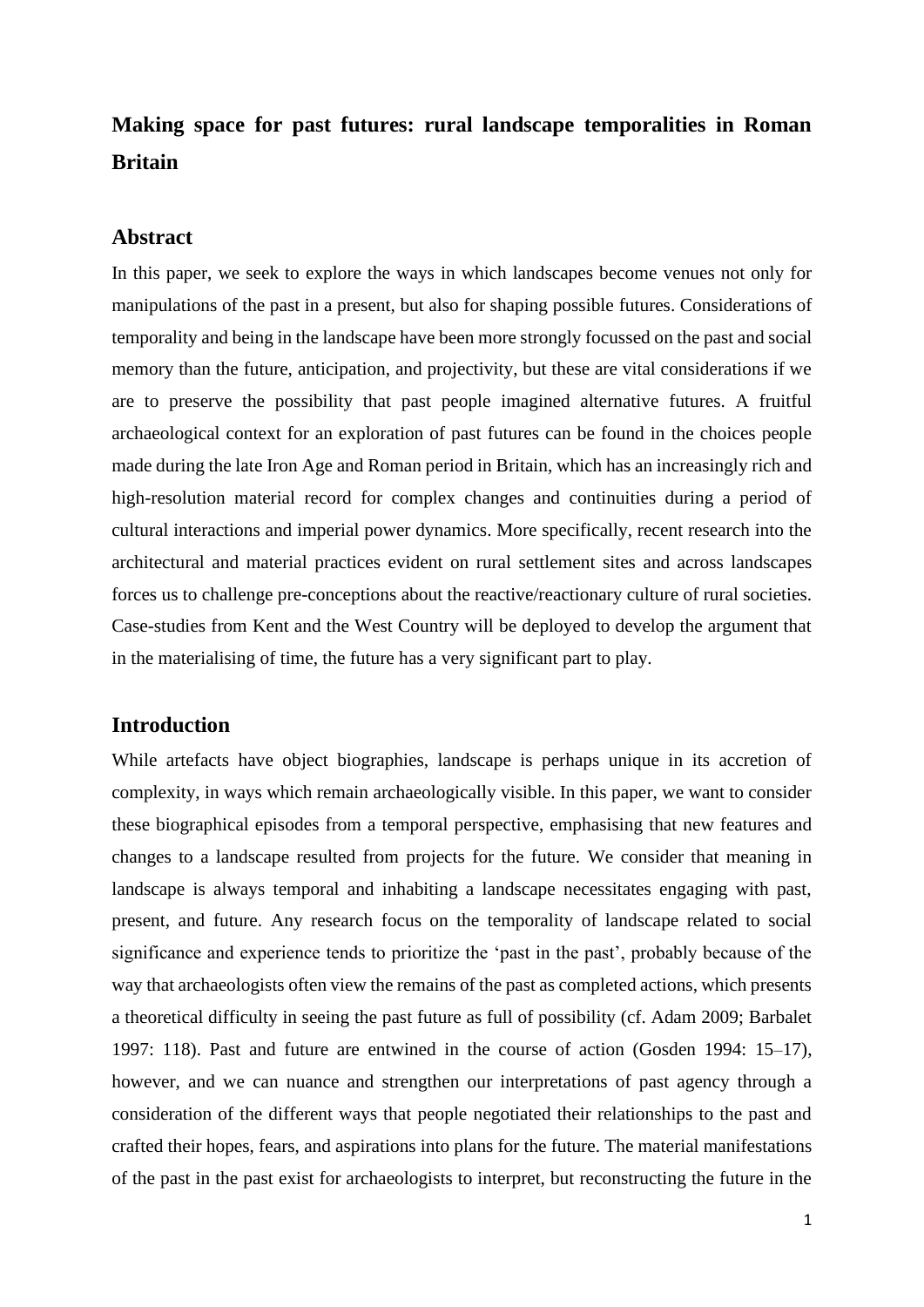# Making space for past futures: rural landscape temporalities in Roman Britain

## Abstract

In this paper, we seek to explore the ways in which landscapes become venues not only for manipulations of the past in a present, but also for shaping possible futures. Considerations of temporality and being in the landscape have been more strongly focussed on the past and social memory than the future, anticipation, and projectivity, but these are vital considerations if we are to preserve the possibility that past people imagined alternative futures. A fruitful archaeological context for an exploration of past futures can be found in the choices people made during the late Iron Age and Roman period in Britain, which has an increasingly rich and high-resolution material record for complex changes and continuities during a period of cultural interactions and imperial power dynamics. More specifically, recent research into the architectural and material practices evident on rural settlement sites and across landscapes forces us to challenge pre-conceptions about the reactive/reactionary culture of rural societies. Case-studies from Kent and the West Country will be deployed to develop the argument that in the materialising of time, the future has a very significant part to play.

## Introduction

While artefacts have object biographies, landscape is perhaps unique in its accretion of complexity, in ways which remain archaeologically visible. In this paper, we want to consider these biographical episodes from a temporal perspective, emphasising that new features and changes to a landscape resulted from projects for the future. We consider that meaning in landscape is always temporal and inhabiting a landscape necessitates engaging with past, present, and future. Any research focus on the temporality of landscape related to social significance and experience tends to prioritize the 'past in the past', probably because of the way that archaeologists often view the remains of the past as completed actions, which presents a theoretical difficulty in seeing the past future as full of possibility (cf. Adam 2009; Barbalet 1997: 118). Past and future are entwined in the course of action (Gosden 1994: 15–17), however, and we can nuance and strengthen our interpretations of past agency through a consideration of the different ways that people negotiated their relationships to the past and crafted their hopes, fears, and aspirations into plans for the future. The material manifestations of the past in the past exist for archaeologists to interpret, but reconstructing the future in the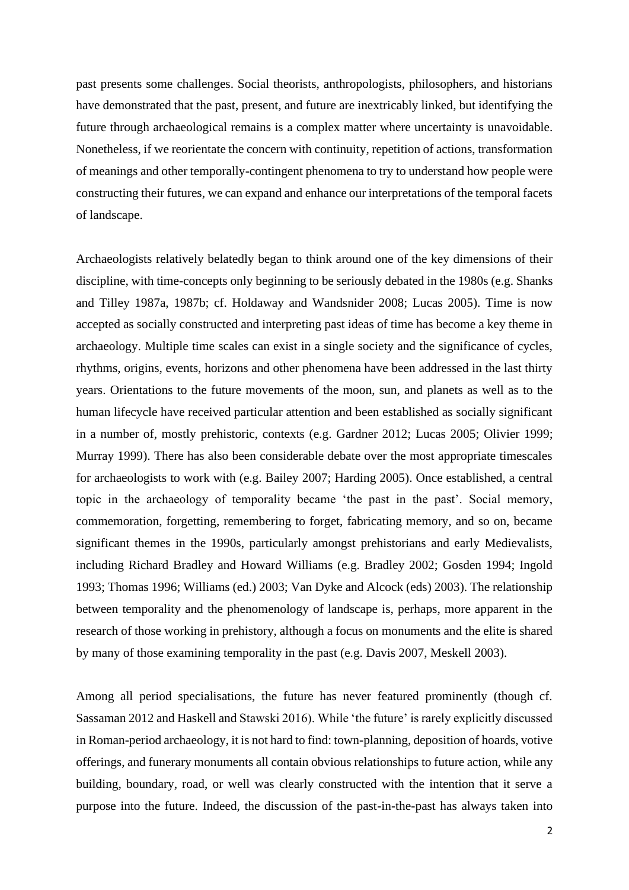past presents some challenges. Social theorists, anthropologists, philosophers, and historians have demonstrated that the past, present, and future are inextricably linked, but identifying the future through archaeological remains is a complex matter where uncertainty is unavoidable. Nonetheless, if we reorientate the concern with continuity, repetition of actions, transformation of meanings and other temporally-contingent phenomena to try to understand how people were constructing their futures, we can expand and enhance our interpretations of the temporal facets of landscape.

Archaeologists relatively belatedly began to think around one of the key dimensions of their discipline, with time-concepts only beginning to be seriously debated in the 1980s (e.g. Shanks and Tilley 1987a, 1987b; cf. Holdaway and Wandsnider 2008; Lucas 2005). Time is now accepted as socially constructed and interpreting past ideas of time has become a key theme in archaeology. Multiple time scales can exist in a single society and the significance of cycles, rhythms, origins, events, horizons and other phenomena have been addressed in the last thirty years. Orientations to the future movements of the moon, sun, and planets as well as to the human lifecycle have received particular attention and been established as socially significant in a number of, mostly prehistoric, contexts (e.g. Gardner 2012; Lucas 2005; Olivier 1999; Murray 1999). There has also been considerable debate over the most appropriate timescales for archaeologists to work with (e.g. Bailey 2007; Harding 2005). Once established, a central topic in the archaeology of temporality became 'the past in the past'. Social memory, commemoration, forgetting, remembering to forget, fabricating memory, and so on, became significant themes in the 1990s, particularly amongst prehistorians and early Medievalists, including Richard Bradley and Howard Williams (e.g. Bradley 2002; Gosden 1994; Ingold 1993; Thomas 1996; Williams (ed.) 2003; Van Dyke and Alcock (eds) 2003). The relationship between temporality and the phenomenology of landscape is, perhaps, more apparent in the research of those working in prehistory, although a focus on monuments and the elite is shared by many of those examining temporality in the past (e.g. Davis 2007, Meskell 2003).

Among all period specialisations, the future has never featured prominently (though cf. Sassaman 2012 and Haskell and Stawski 2016). While 'the future' is rarely explicitly discussed in Roman-period archaeology, it is not hard to find: town-planning, deposition of hoards, votive offerings, and funerary monuments all contain obvious relationships to future action, while any building, boundary, road, or well was clearly constructed with the intention that it serve a purpose into the future. Indeed, the discussion of the past-in-the-past has always taken into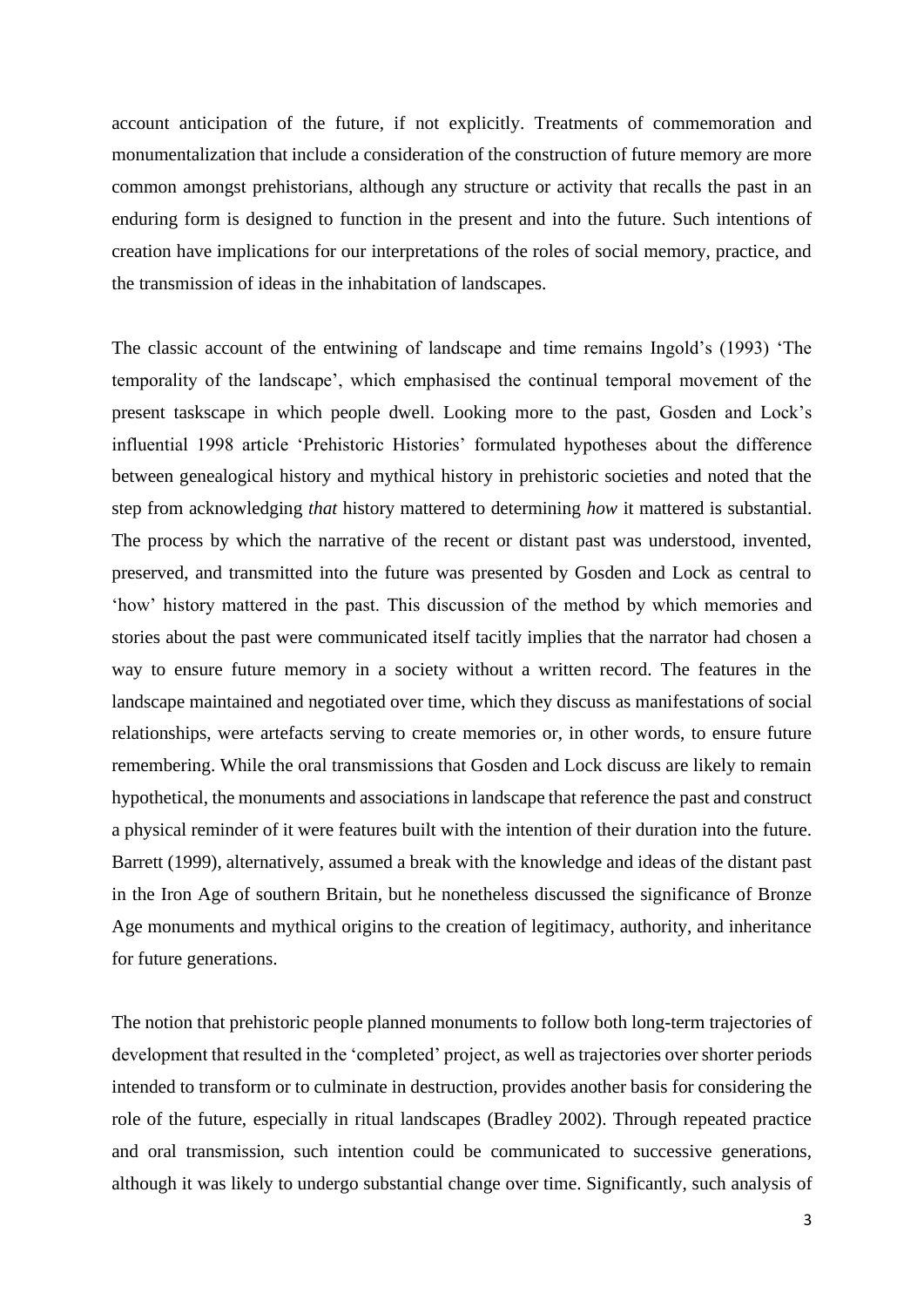account anticipation of the future, if not explicitly. Treatments of commemoration and monumentalization that include a consideration of the construction of future memory are more common amongst prehistorians, although any structure or activity that recalls the past in an enduring form is designed to function in the present and into the future. Such intentions of creation have implications for our interpretations of the roles of social memory, practice, and the transmission of ideas in the inhabitation of landscapes.

The classic account of the entwining of landscape and time remains Ingold's (1993) 'The temporality of the landscape', which emphasised the continual temporal movement of the present taskscape in which people dwell. Looking more to the past, Gosden and Lock's influential 1998 article 'Prehistoric Histories' formulated hypotheses about the difference between genealogical history and mythical history in prehistoric societies and noted that the step from acknowledging *that* history mattered to determining *how* it mattered is substantial. The process by which the narrative of the recent or distant past was understood, invented, preserved, and transmitted into the future was presented by Gosden and Lock as central to 'how' history mattered in the past. This discussion of the method by which memories and stories about the past were communicated itself tacitly implies that the narrator had chosen a way to ensure future memory in a society without a written record. The features in the landscape maintained and negotiated over time, which they discuss as manifestations of social relationships, were artefacts serving to create memories or, in other words, to ensure future remembering. While the oral transmissions that Gosden and Lock discuss are likely to remain hypothetical, the monuments and associations in landscape that reference the past and construct a physical reminder of it were features built with the intention of their duration into the future. Barrett (1999), alternatively, assumed a break with the knowledge and ideas of the distant past in the Iron Age of southern Britain, but he nonetheless discussed the significance of Bronze Age monuments and mythical origins to the creation of legitimacy, authority, and inheritance for future generations.

The notion that prehistoric people planned monuments to follow both long-term trajectories of development that resulted in the 'completed' project, as well as trajectories over shorter periods intended to transform or to culminate in destruction, provides another basis for considering the role of the future, especially in ritual landscapes (Bradley 2002). Through repeated practice and oral transmission, such intention could be communicated to successive generations, although it was likely to undergo substantial change over time. Significantly, such analysis of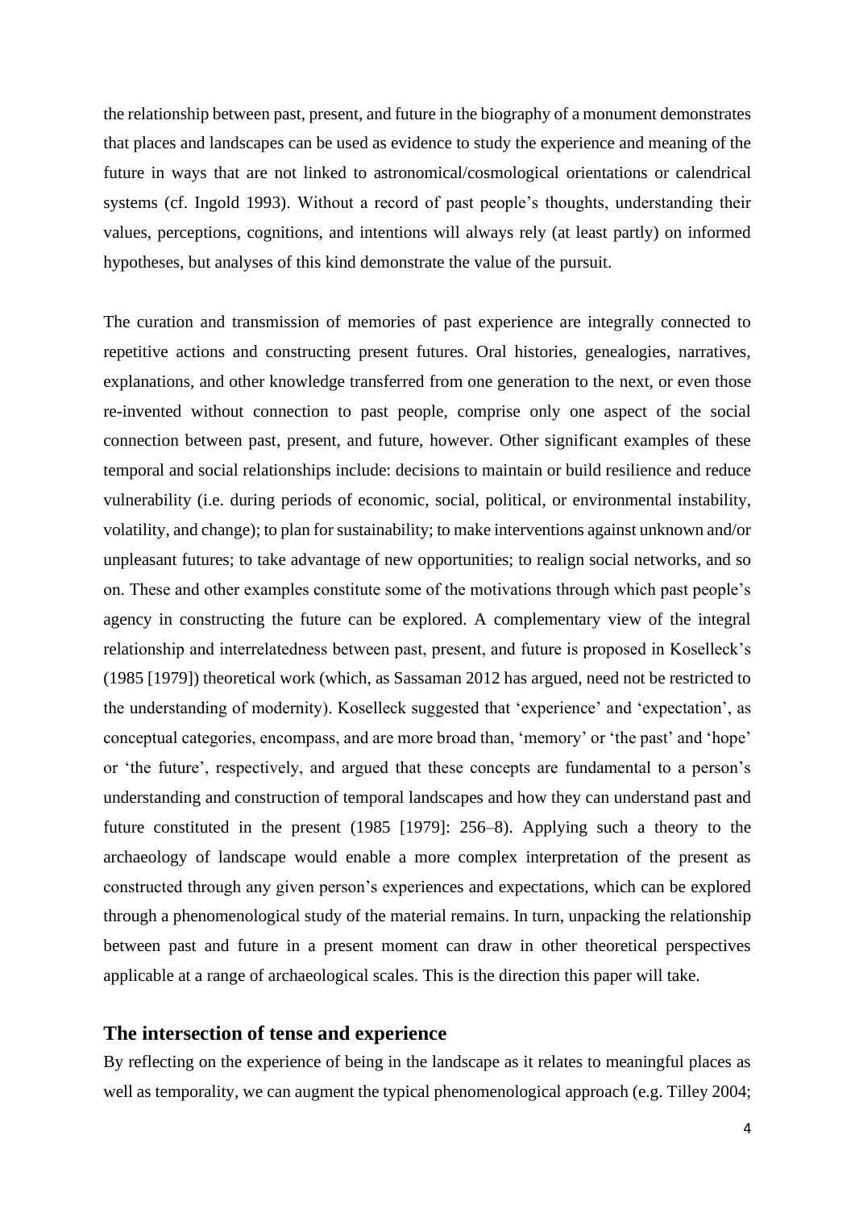the relationship between past, present, and future in the biography of a monument demonstrates that places and landscapes can be used as evidence to study the experience and meaning of the future in ways that are not linked to astronomical/cosmological orientations or calendrical systems (cf. Ingold 1993). Without a record of past people's thoughts, understanding their values, perceptions, cognitions, and intentions will always rely (at least partly) on informed hypotheses, but analyses of this kind demonstrate the value of the pursuit.

The curation and transmission of memories of past experience are integrally connected to repetitive actions and constructing present futures. Oral histories, genealogies, narratives, explanations, and other knowledge transferred from one generation to the next, or even those re-invented without connection to past people, comprise only one aspect of the social connection between past, present, and future, however. Other significant examples of these temporal and social relationships include: decisions to maintain or build resilience and reduce vulnerability (i.e. during periods of economic, social, political, or environmental instability, volatility, and change); to plan for sustainability; to make interventions against unknown and/or unpleasant futures; to take advantage of new opportunities; to realign social networks, and so on. These and other examples constitute some of the motivations through which past people's agency in constructing the future can be explored. A complementary view of the integral relationship and interrelatedness between past, present, and future is proposed in Koselleck's (1985 [1979]) theoretical work (which, as Sassaman 2012 has argued, need not be restricted to the understanding of modernity). Koselleck suggested that 'experience' and 'expectation', as conceptual categories, encompass, and are more broad than, 'memory' or 'the past' and 'hope' or 'the future', respectively, and argued that these concepts are fundamental to a person's understanding and construction of temporal landscapes and how they can understand past and future constituted in the present (1985 [1979]: 256–8). Applying such a theory to the archaeology of landscape would enable a more complex interpretation of the present as constructed through any given person's experiences and expectations, which can be explored through a phenomenological study of the material remains. In turn, unpacking the relationship between past and future in a present moment can draw in other theoretical perspectives applicable at a range of archaeological scales. This is the direction this paper will take.

## The intersection of tense and experience

By reflecting on the experience of being in the landscape as it relates to meaningful places as well as temporality, we can augment the typical phenomenological approach (e.g. Tilley 2004;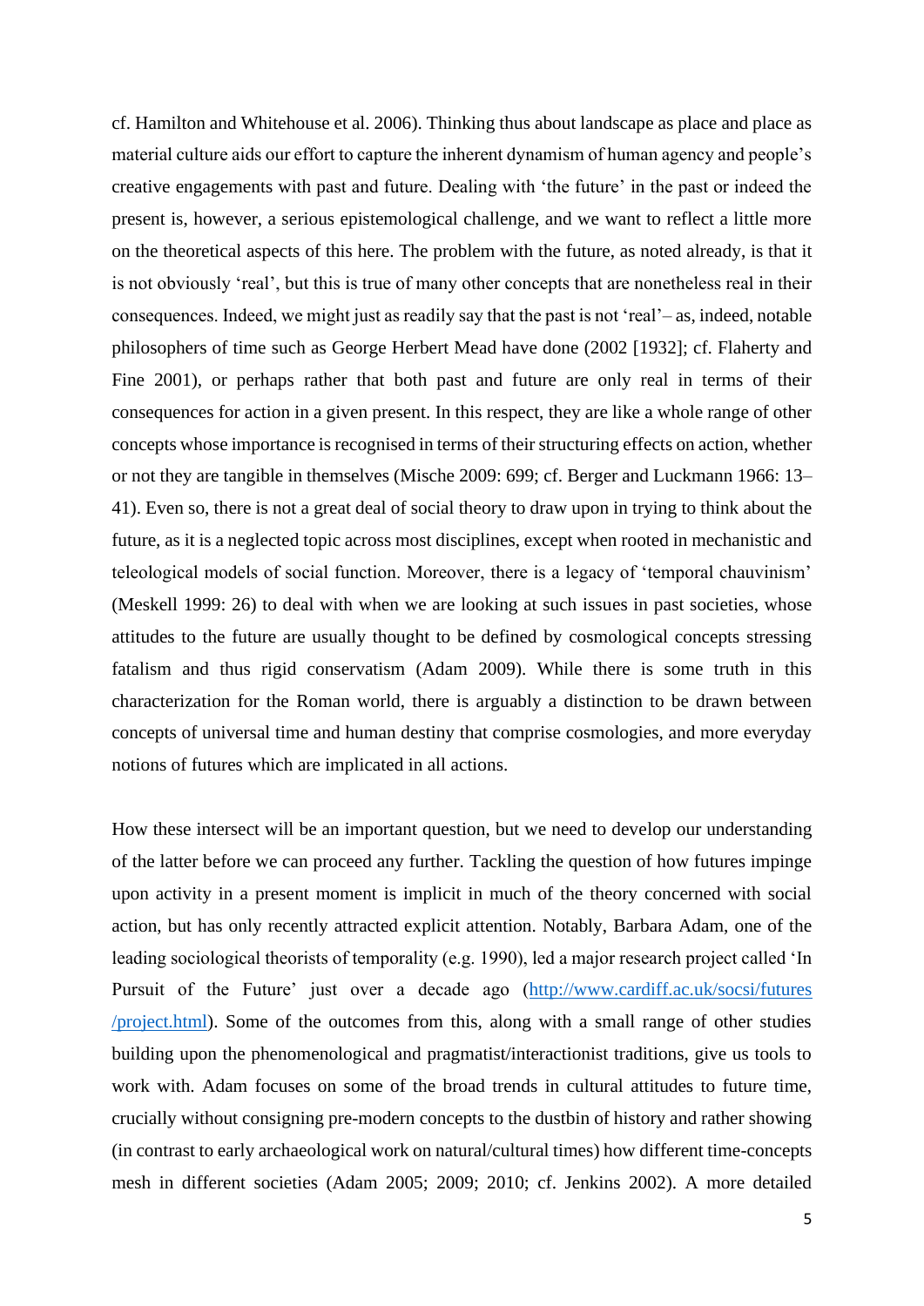cf. Hamilton and Whitehouse et al. 2006). Thinking thus about landscape as place and place as material culture aids our effort to capture the inherent dynamism of human agency and people's creative engagements with past and future. Dealing with 'the future' in the past or indeed the present is, however, a serious epistemological challenge, and we want to reflect a little more on the theoretical aspects of this here. The problem with the future, as noted already, is that it is not obviously 'real', but this is true of many other concepts that are nonetheless real in their consequences. Indeed, we might just as readily say that the past is not 'real'– as, indeed, notable philosophers of time such as George Herbert Mead have done (2002 [1932]; cf. Flaherty and Fine 2001), or perhaps rather that both past and future are only real in terms of their consequences for action in a given present. In this respect, they are like a whole range of other concepts whose importance is recognised in terms of their structuring effects on action, whether or not they are tangible in themselves (Mische 2009: 699; cf. Berger and Luckmann 1966: 13–41). Even so, there is not a great deal of social theory to draw upon in trying to think about the future, as it is a neglected topic across most disciplines, except when rooted in mechanistic and teleological models of social function. Moreover, there is a legacy of 'temporal chauvinism' (Meskell 1999: 26) to deal with when we are looking at such issues in past societies, whose attitudes to the future are usually thought to be defined by cosmological concepts stressing fatalism and thus rigid conservatism (Adam 2009). While there is some truth in this characterization for the Roman world, there is arguably a distinction to be drawn between concepts of universal time and human destiny that comprise cosmologies, and more everyday notions of futures which are implicated in all actions.

How these intersect will be an important question, but we need to develop our understanding of the latter before we can proceed any further. Tackling the question of how futures impinge upon activity in a present moment is implicit in much of the theory concerned with social action, but has only recently attracted explicit attention. Notably, Barbara Adam, one of the leading sociological theorists of temporality (e.g. 1990), led a major research project called 'In Pursuit of the Future' just over a decade ago ([http://www.cardiff.ac.uk/socsi/futures/project.html](http://www.cardiff.ac.uk/socsi/futures/project.html)). Some of the outcomes from this, along with a small range of other studies building upon the phenomenological and pragmatist/interactionist traditions, give us tools to work with. Adam focuses on some of the broad trends in cultural attitudes to future time, crucially without consigning pre-modern concepts to the dustbin of history and rather showing (in contrast to early archaeological work on natural/cultural times) how different time-concepts mesh in different societies (Adam 2005; 2009; 2010; cf. Jenkins 2002). A more detailed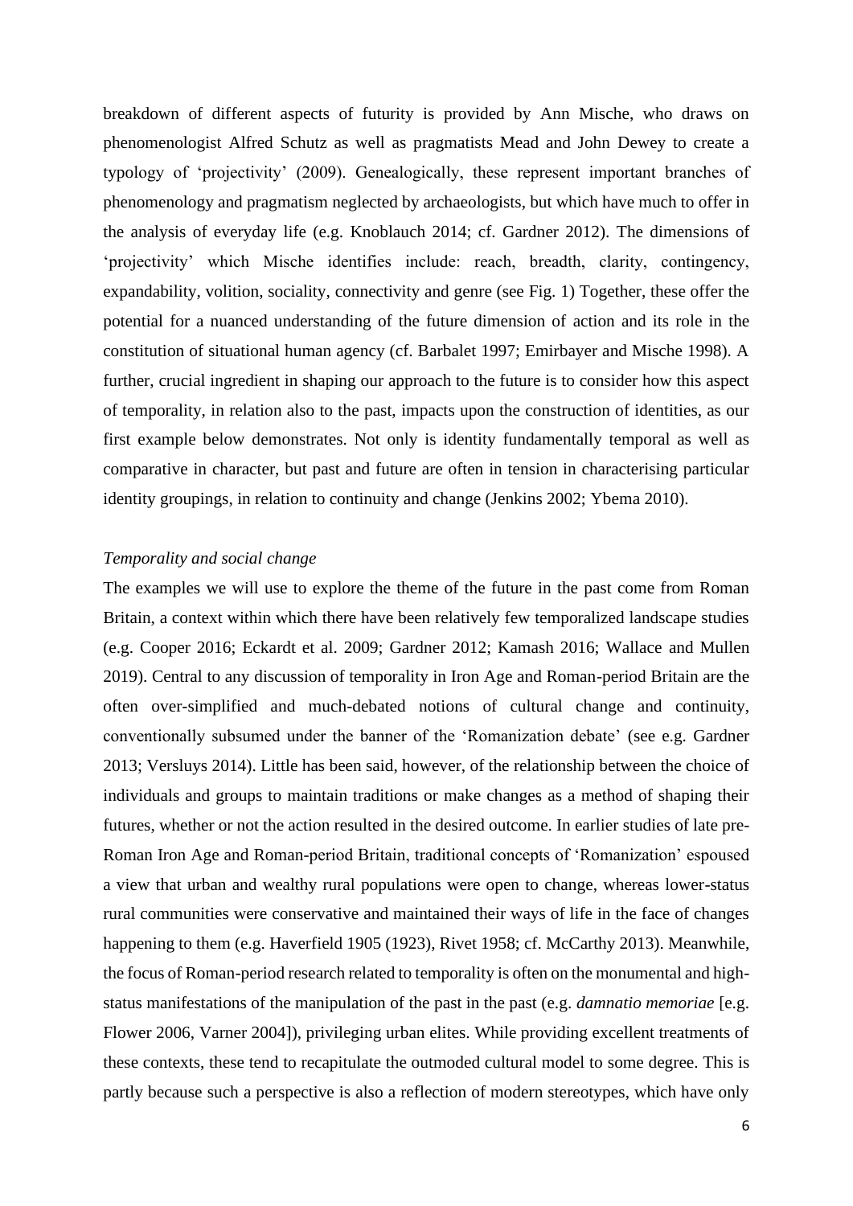breakdown of different aspects of futurity is provided by Ann Mische, who draws on phenomenologist Alfred Schutz as well as pragmatists Mead and John Dewey to create a typology of 'projectivity' (2009). Genealogically, these represent important branches of phenomenology and pragmatism neglected by archaeologists, but which have much to offer in the analysis of everyday life (e.g. Knoblauch 2014; cf. Gardner 2012). The dimensions of 'projectivity' which Mische identifies include: reach, breadth, clarity, contingency, expandability, volition, sociality, connectivity and genre (see Fig. 1) Together, these offer the potential for a nuanced understanding of the future dimension of action and its role in the constitution of situational human agency (cf. Barbalet 1997; Emirbayer and Mische 1998). A further, crucial ingredient in shaping our approach to the future is to consider how this aspect of temporality, in relation also to the past, impacts upon the construction of identities, as our first example below demonstrates. Not only is identity fundamentally temporal as well as comparative in character, but past and future are often in tension in characterising particular identity groupings, in relation to continuity and change (Jenkins 2002; Ybema 2010).

*Temporality and social change*

The examples we will use to explore the theme of the future in the past come from Roman Britain, a context within which there have been relatively few temporalized landscape studies (e.g. Cooper 2016; Eckardt et al. 2009; Gardner 2012; Kamash 2016; Wallace and Mullen 2019). Central to any discussion of temporality in Iron Age and Roman-period Britain are the often over-simplified and much-debated notions of cultural change and continuity, conventionally subsumed under the banner of the 'Romanization debate' (see e.g. Gardner 2013; Versluys 2014). Little has been said, however, of the relationship between the choice of individuals and groups to maintain traditions or make changes as a method of shaping their futures, whether or not the action resulted in the desired outcome. In earlier studies of late pre-Roman Iron Age and Roman-period Britain, traditional concepts of 'Romanization' espoused a view that urban and wealthy rural populations were open to change, whereas lower-status rural communities were conservative and maintained their ways of life in the face of changes happening to them (e.g. Haverfield 1905 (1923), Rivet 1958; cf. McCarthy 2013). Meanwhile, the focus of Roman-period research related to temporality is often on the monumental and high-status manifestations of the manipulation of the past in the past (e.g. *damnatio memoriae* [e.g. Flower 2006, Varner 2004]), privileging urban elites. While providing excellent treatments of these contexts, these tend to recapitulate the outmoded cultural model to some degree. This is partly because such a perspective is also a reflection of modern stereotypes, which have only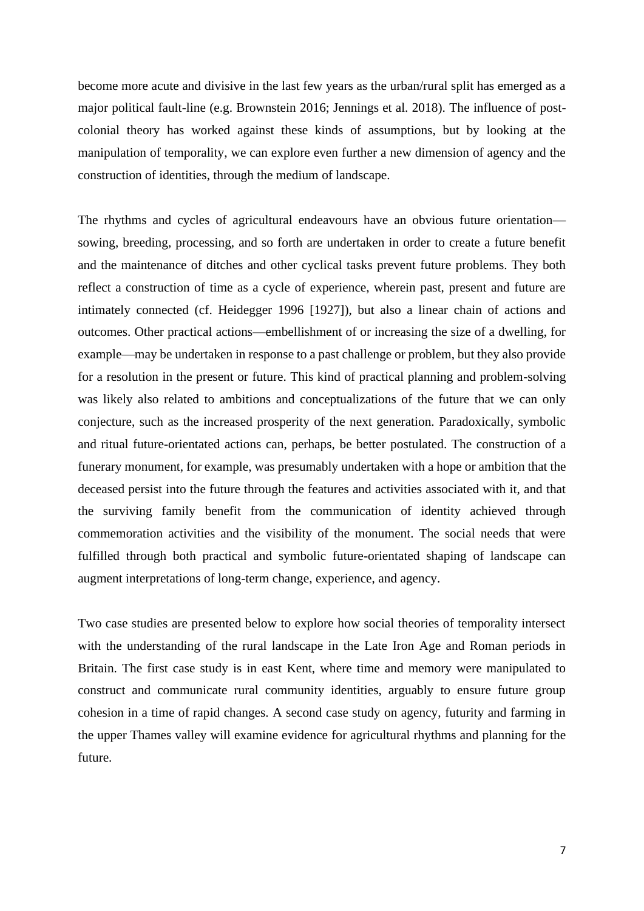become more acute and divisive in the last few years as the urban/rural split has emerged as a major political fault-line (e.g. Brownstein 2016; Jennings et al. 2018). The influence of post-colonial theory has worked against these kinds of assumptions, but by looking at the manipulation of temporality, we can explore even further a new dimension of agency and the construction of identities, through the medium of landscape.

The rhythms and cycles of agricultural endeavours have an obvious future orientation—sowing, breeding, processing, and so forth are undertaken in order to create a future benefit and the maintenance of ditches and other cyclical tasks prevent future problems. They both reflect a construction of time as a cycle of experience, wherein past, present and future are intimately connected (cf. Heidegger 1996 [1927]), but also a linear chain of actions and outcomes. Other practical actions—embellishment of or increasing the size of a dwelling, for example—may be undertaken in response to a past challenge or problem, but they also provide for a resolution in the present or future. This kind of practical planning and problem-solving was likely also related to ambitions and conceptualizations of the future that we can only conjecture, such as the increased prosperity of the next generation. Paradoxically, symbolic and ritual future-orientated actions can, perhaps, be better postulated. The construction of a funerary monument, for example, was presumably undertaken with a hope or ambition that the deceased persist into the future through the features and activities associated with it, and that the surviving family benefit from the communication of identity achieved through commemoration activities and the visibility of the monument. The social needs that were fulfilled through both practical and symbolic future-orientated shaping of landscape can augment interpretations of long-term change, experience, and agency.

Two case studies are presented below to explore how social theories of temporality intersect with the understanding of the rural landscape in the Late Iron Age and Roman periods in Britain. The first case study is in east Kent, where time and memory were manipulated to construct and communicate rural community identities, arguably to ensure future group cohesion in a time of rapid changes. A second case study on agency, futurity and farming in the upper Thames valley will examine evidence for agricultural rhythms and planning for the future.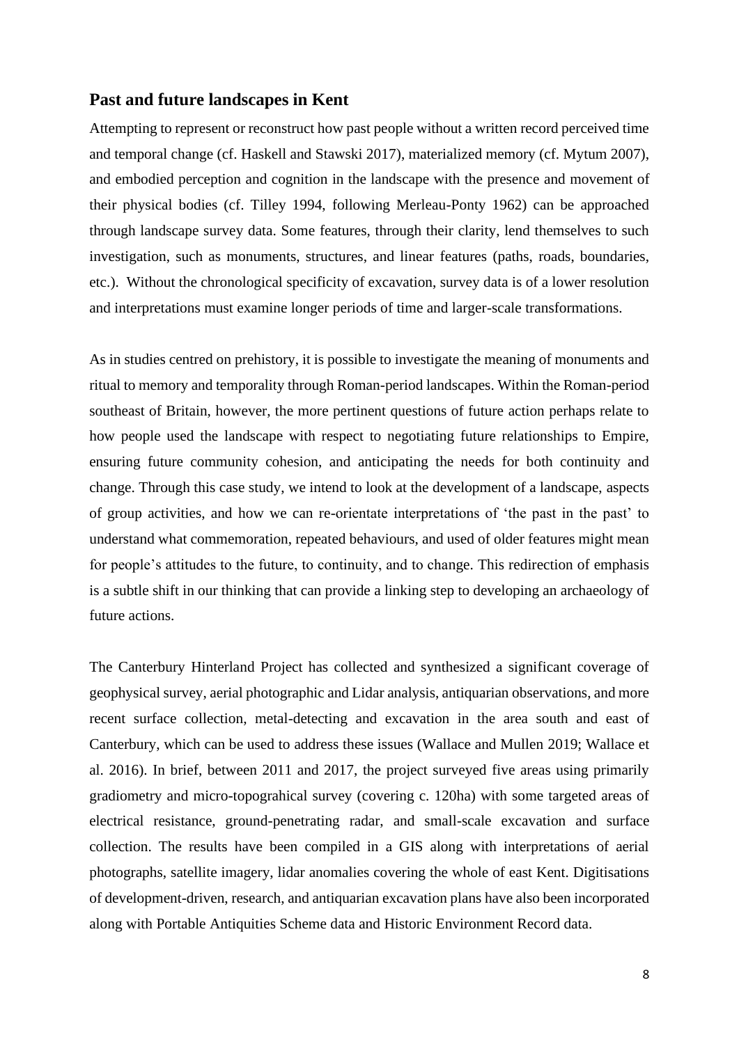## Past and future landscapes in Kent

Attempting to represent or reconstruct how past people without a written record perceived time and temporal change (cf. Haskell and Stawski 2017), materialized memory (cf. Mytum 2007), and embodied perception and cognition in the landscape with the presence and movement of their physical bodies (cf. Tilley 1994, following Merleau-Ponty 1962) can be approached through landscape survey data. Some features, through their clarity, lend themselves to such investigation, such as monuments, structures, and linear features (paths, roads, boundaries, etc.). Without the chronological specificity of excavation, survey data is of a lower resolution and interpretations must examine longer periods of time and larger-scale transformations.

As in studies centred on prehistory, it is possible to investigate the meaning of monuments and ritual to memory and temporality through Roman-period landscapes. Within the Roman-period southeast of Britain, however, the more pertinent questions of future action perhaps relate to how people used the landscape with respect to negotiating future relationships to Empire, ensuring future community cohesion, and anticipating the needs for both continuity and change. Through this case study, we intend to look at the development of a landscape, aspects of group activities, and how we can re-orientate interpretations of 'the past in the past' to understand what commemoration, repeated behaviours, and used of older features might mean for people's attitudes to the future, to continuity, and to change. This redirection of emphasis is a subtle shift in our thinking that can provide a linking step to developing an archaeology of future actions.

The Canterbury Hinterland Project has collected and synthesized a significant coverage of geophysical survey, aerial photographic and Lidar analysis, antiquarian observations, and more recent surface collection, metal-detecting and excavation in the area south and east of Canterbury, which can be used to address these issues (Wallace and Mullen 2019; Wallace et al. 2016). In brief, between 2011 and 2017, the project surveyed five areas using primarily gradiometry and micro-topograhical survey (covering c. 120ha) with some targeted areas of electrical resistance, ground-penetrating radar, and small-scale excavation and surface collection. The results have been compiled in a GIS along with interpretations of aerial photographs, satellite imagery, lidar anomalies covering the whole of east Kent. Digitisations of development-driven, research, and antiquarian excavation plans have also been incorporated along with Portable Antiquities Scheme data and Historic Environment Record data.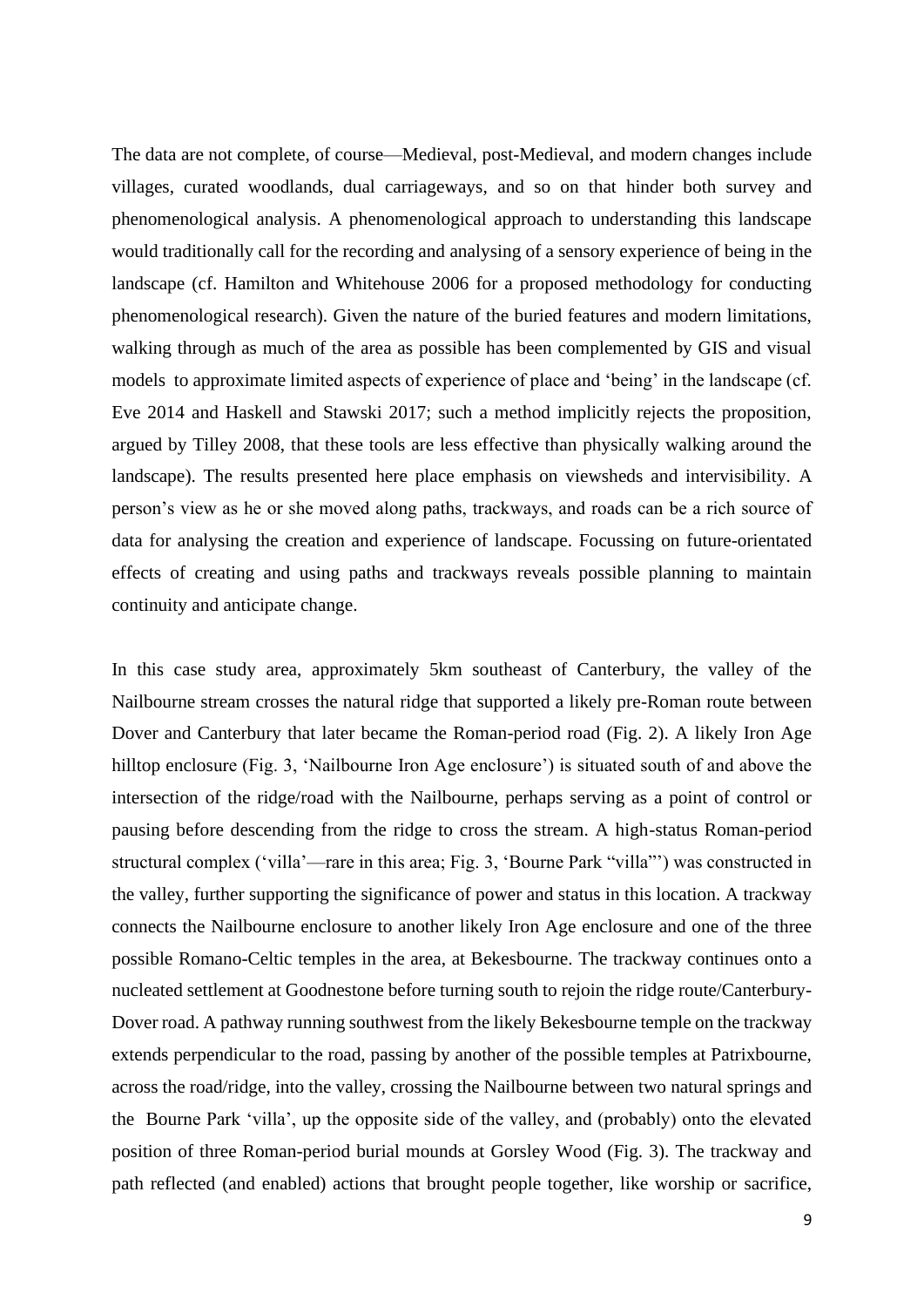The data are not complete, of course—Medieval, post-Medieval, and modern changes include villages, curated woodlands, dual carriageways, and so on that hinder both survey and phenomenological analysis. A phenomenological approach to understanding this landscape would traditionally call for the recording and analysing of a sensory experience of being in the landscape (cf. Hamilton and Whitehouse 2006 for a proposed methodology for conducting phenomenological research). Given the nature of the buried features and modern limitations, walking through as much of the area as possible has been complemented by GIS and visual models to approximate limited aspects of experience of place and 'being' in the landscape (cf. Eve 2014 and Haskell and Stawski 2017; such a method implicitly rejects the proposition, argued by Tilley 2008, that these tools are less effective than physically walking around the landscape). The results presented here place emphasis on viewsheds and intervisibility. A person's view as he or she moved along paths, trackways, and roads can be a rich source of data for analysing the creation and experience of landscape. Focussing on future-orientated effects of creating and using paths and trackways reveals possible planning to maintain continuity and anticipate change.

In this case study area, approximately 5km southeast of Canterbury, the valley of the Nailbourne stream crosses the natural ridge that supported a likely pre-Roman route between Dover and Canterbury that later became the Roman-period road (Fig. 2). A likely Iron Age hilltop enclosure (Fig. 3, 'Nailbourne Iron Age enclosure') is situated south of and above the intersection of the ridge/road with the Nailbourne, perhaps serving as a point of control or pausing before descending from the ridge to cross the stream. A high-status Roman-period structural complex ('villa'—rare in this area; Fig. 3, 'Bourne Park "villa"') was constructed in the valley, further supporting the significance of power and status in this location. A trackway connects the Nailbourne enclosure to another likely Iron Age enclosure and one of the three possible Romano-Celtic temples in the area, at Bekesbourne. The trackway continues onto a nucleated settlement at Goodnestone before turning south to rejoin the ridge route/Canterbury-Dover road. A pathway running southwest from the likely Bekesbourne temple on the trackway extends perpendicular to the road, passing by another of the possible temples at Patrixbourne, across the road/ridge, into the valley, crossing the Nailbourne between two natural springs and the Bourne Park 'villa', up the opposite side of the valley, and (probably) onto the elevated position of three Roman-period burial mounds at Gorsley Wood (Fig. 3). The trackway and path reflected (and enabled) actions that brought people together, like worship or sacrifice,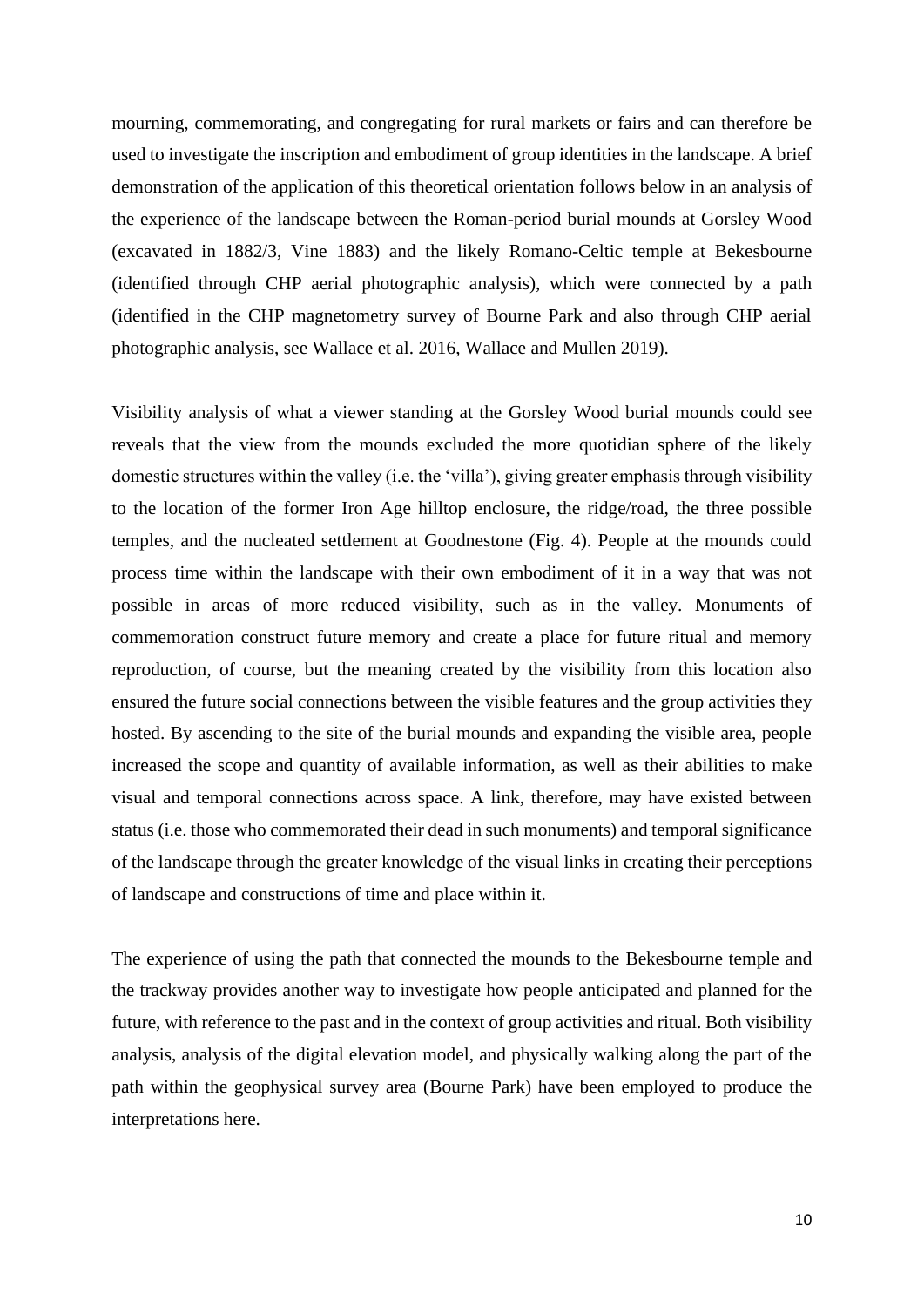mourning, commemorating, and congregating for rural markets or fairs and can therefore be used to investigate the inscription and embodiment of group identities in the landscape. A brief demonstration of the application of this theoretical orientation follows below in an analysis of the experience of the landscape between the Roman-period burial mounds at Gorsley Wood (excavated in 1882/3, Vine 1883) and the likely Romano-Celtic temple at Bekesbourne (identified through CHP aerial photographic analysis), which were connected by a path (identified in the CHP magnetometry survey of Bourne Park and also through CHP aerial photographic analysis, see Wallace et al. 2016, Wallace and Mullen 2019).

Visibility analysis of what a viewer standing at the Gorsley Wood burial mounds could see reveals that the view from the mounds excluded the more quotidian sphere of the likely domestic structures within the valley (i.e. the 'villa'), giving greater emphasis through visibility to the location of the former Iron Age hilltop enclosure, the ridge/road, the three possible temples, and the nucleated settlement at Goodnestone (Fig. 4). People at the mounds could process time within the landscape with their own embodiment of it in a way that was not possible in areas of more reduced visibility, such as in the valley. Monuments of commemoration construct future memory and create a place for future ritual and memory reproduction, of course, but the meaning created by the visibility from this location also ensured the future social connections between the visible features and the group activities they hosted. By ascending to the site of the burial mounds and expanding the visible area, people increased the scope and quantity of available information, as well as their abilities to make visual and temporal connections across space. A link, therefore, may have existed between status (i.e. those who commemorated their dead in such monuments) and temporal significance of the landscape through the greater knowledge of the visual links in creating their perceptions of landscape and constructions of time and place within it.

The experience of using the path that connected the mounds to the Bekesbourne temple and the trackway provides another way to investigate how people anticipated and planned for the future, with reference to the past and in the context of group activities and ritual. Both visibility analysis, analysis of the digital elevation model, and physically walking along the part of the path within the geophysical survey area (Bourne Park) have been employed to produce the interpretations here.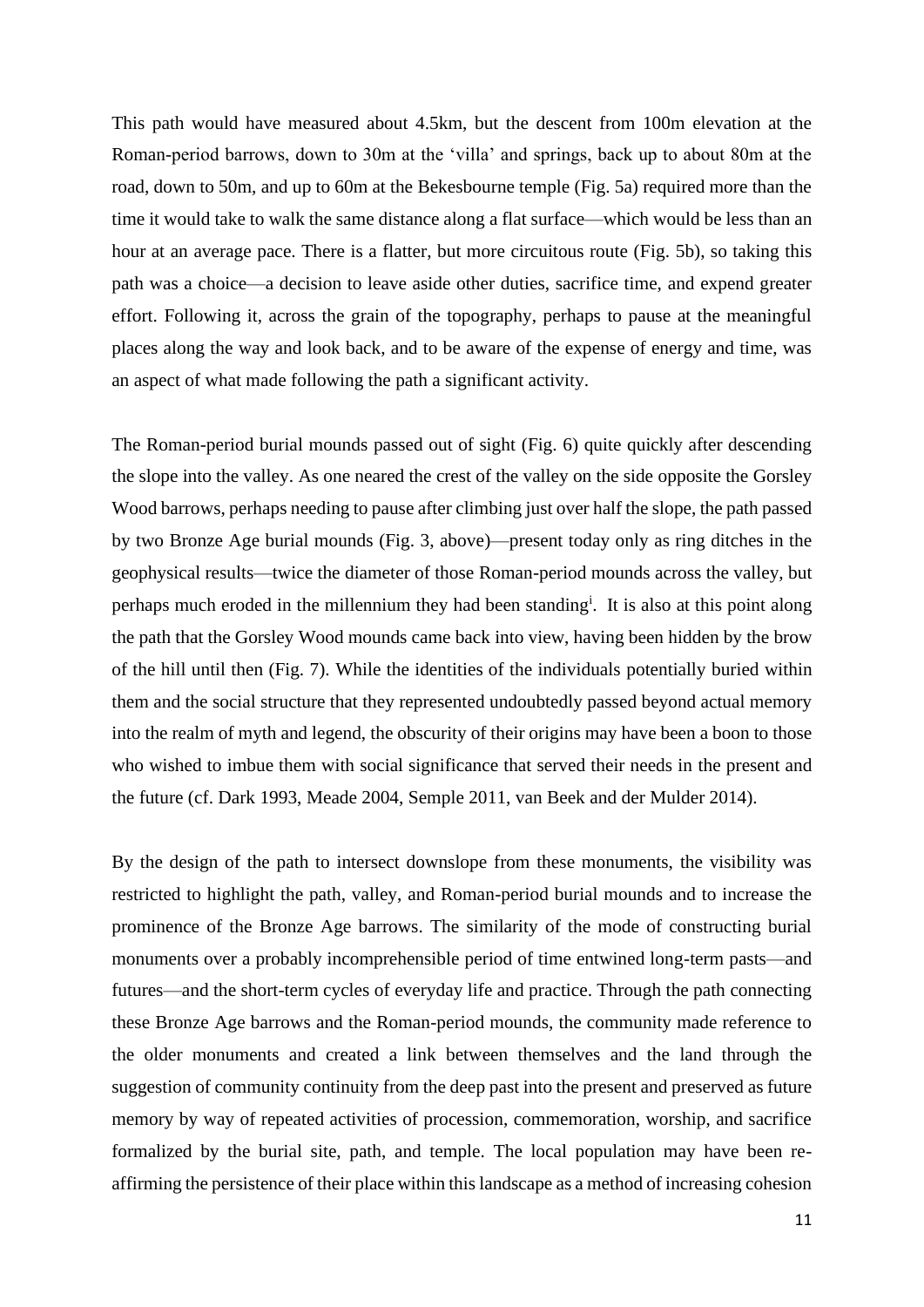This path would have measured about 4.5km, but the descent from 100m elevation at the Roman-period barrows, down to 30m at the 'villa' and springs, back up to about 80m at the road, down to 50m, and up to 60m at the Bekesbourne temple (Fig. 5a) required more than the time it would take to walk the same distance along a flat surface—which would be less than an hour at an average pace. There is a flatter, but more circuitous route (Fig. 5b), so taking this path was a choice—a decision to leave aside other duties, sacrifice time, and expend greater effort. Following it, across the grain of the topography, perhaps to pause at the meaningful places along the way and look back, and to be aware of the expense of energy and time, was an aspect of what made following the path a significant activity.

The Roman-period burial mounds passed out of sight (Fig. 6) quite quickly after descending the slope into the valley. As one neared the crest of the valley on the side opposite the Gorsley Wood barrows, perhaps needing to pause after climbing just over half the slope, the path passed by two Bronze Age burial mounds (Fig. 3, above)—present today only as ring ditches in the geophysical results—twice the diameter of those Roman-period mounds across the valley, but perhaps much eroded in the millennium they had been standing[i]. It is also at this point along the path that the Gorsley Wood mounds came back into view, having been hidden by the brow of the hill until then (Fig. 7). While the identities of the individuals potentially buried within them and the social structure that they represented undoubtedly passed beyond actual memory into the realm of myth and legend, the obscurity of their origins may have been a boon to those who wished to imbue them with social significance that served their needs in the present and the future (cf. Dark 1993, Meade 2004, Semple 2011, van Beek and der Mulder 2014).

By the design of the path to intersect downslope from these monuments, the visibility was restricted to highlight the path, valley, and Roman-period burial mounds and to increase the prominence of the Bronze Age barrows. The similarity of the mode of constructing burial monuments over a probably incomprehensible period of time entwined long-term pasts—and futures—and the short-term cycles of everyday life and practice. Through the path connecting these Bronze Age barrows and the Roman-period mounds, the community made reference to the older monuments and created a link between themselves and the land through the suggestion of community continuity from the deep past into the present and preserved as future memory by way of repeated activities of procession, commemoration, worship, and sacrifice formalized by the burial site, path, and temple. The local population may have been re-affirming the persistence of their place within this landscape as a method of increasing cohesion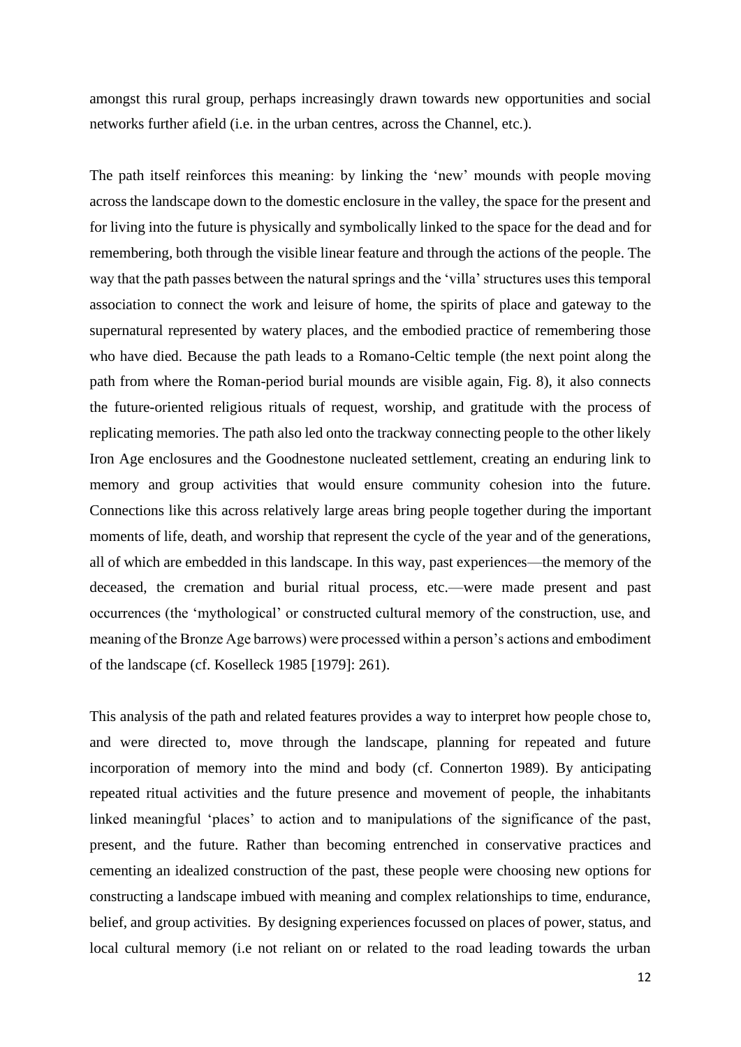amongst this rural group, perhaps increasingly drawn towards new opportunities and social networks further afield (i.e. in the urban centres, across the Channel, etc.).

The path itself reinforces this meaning: by linking the 'new' mounds with people moving across the landscape down to the domestic enclosure in the valley, the space for the present and for living into the future is physically and symbolically linked to the space for the dead and for remembering, both through the visible linear feature and through the actions of the people. The way that the path passes between the natural springs and the 'villa' structures uses this temporal association to connect the work and leisure of home, the spirits of place and gateway to the supernatural represented by watery places, and the embodied practice of remembering those who have died. Because the path leads to a Romano-Celtic temple (the next point along the path from where the Roman-period burial mounds are visible again, Fig. 8), it also connects the future-oriented religious rituals of request, worship, and gratitude with the process of replicating memories. The path also led onto the trackway connecting people to the other likely Iron Age enclosures and the Goodnestone nucleated settlement, creating an enduring link to memory and group activities that would ensure community cohesion into the future. Connections like this across relatively large areas bring people together during the important moments of life, death, and worship that represent the cycle of the year and of the generations, all of which are embedded in this landscape. In this way, past experiences—the memory of the deceased, the cremation and burial ritual process, etc.—were made present and past occurrences (the 'mythological' or constructed cultural memory of the construction, use, and meaning of the Bronze Age barrows) were processed within a person's actions and embodiment of the landscape (cf. Koselleck 1985 [1979]: 261).

This analysis of the path and related features provides a way to interpret how people chose to, and were directed to, move through the landscape, planning for repeated and future incorporation of memory into the mind and body (cf. Connerton 1989). By anticipating repeated ritual activities and the future presence and movement of people, the inhabitants linked meaningful 'places' to action and to manipulations of the significance of the past, present, and the future. Rather than becoming entrenched in conservative practices and cementing an idealized construction of the past, these people were choosing new options for constructing a landscape imbued with meaning and complex relationships to time, endurance, belief, and group activities. By designing experiences focussed on places of power, status, and local cultural memory (i.e not reliant on or related to the road leading towards the urban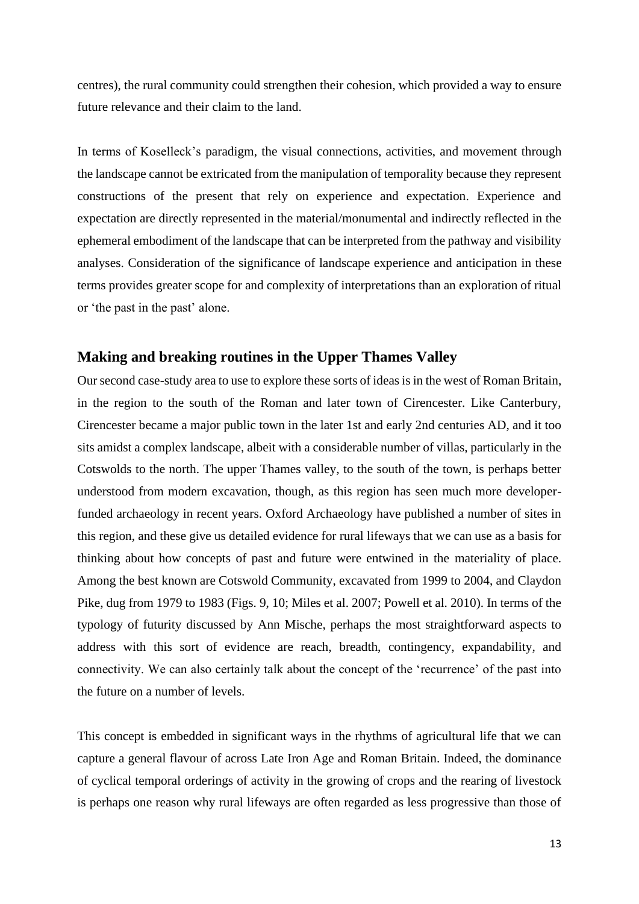centres), the rural community could strengthen their cohesion, which provided a way to ensure future relevance and their claim to the land.

In terms of Koselleck's paradigm, the visual connections, activities, and movement through the landscape cannot be extricated from the manipulation of temporality because they represent constructions of the present that rely on experience and expectation. Experience and expectation are directly represented in the material/monumental and indirectly reflected in the ephemeral embodiment of the landscape that can be interpreted from the pathway and visibility analyses. Consideration of the significance of landscape experience and anticipation in these terms provides greater scope for and complexity of interpretations than an exploration of ritual or 'the past in the past' alone.

## Making and breaking routines in the Upper Thames Valley

Our second case-study area to use to explore these sorts of ideas is in the west of Roman Britain, in the region to the south of the Roman and later town of Cirencester. Like Canterbury, Cirencester became a major public town in the later 1st and early 2nd centuries AD, and it too sits amidst a complex landscape, albeit with a considerable number of villas, particularly in the Cotswolds to the north. The upper Thames valley, to the south of the town, is perhaps better understood from modern excavation, though, as this region has seen much more developer-funded archaeology in recent years. Oxford Archaeology have published a number of sites in this region, and these give us detailed evidence for rural lifeways that we can use as a basis for thinking about how concepts of past and future were entwined in the materiality of place. Among the best known are Cotswold Community, excavated from 1999 to 2004, and Claydon Pike, dug from 1979 to 1983 (Figs. 9, 10; Miles et al. 2007; Powell et al. 2010). In terms of the typology of futurity discussed by Ann Mische, perhaps the most straightforward aspects to address with this sort of evidence are reach, breadth, contingency, expandability, and connectivity. We can also certainly talk about the concept of the 'recurrence' of the past into the future on a number of levels.

This concept is embedded in significant ways in the rhythms of agricultural life that we can capture a general flavour of across Late Iron Age and Roman Britain. Indeed, the dominance of cyclical temporal orderings of activity in the growing of crops and the rearing of livestock is perhaps one reason why rural lifeways are often regarded as less progressive than those of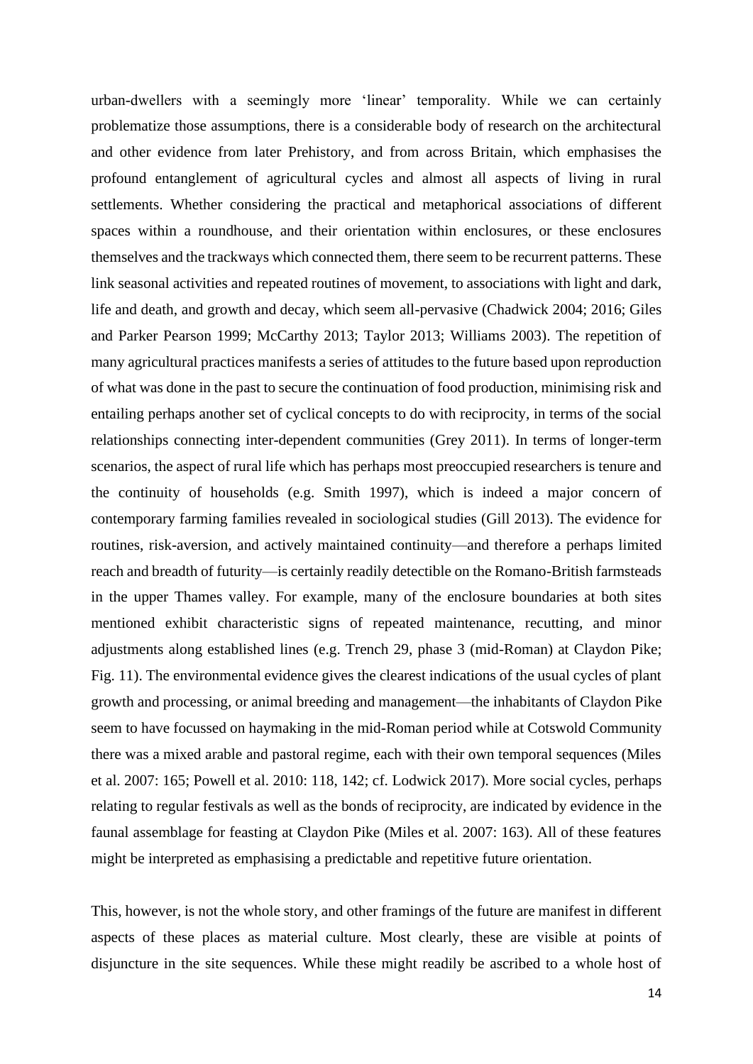urban-dwellers with a seemingly more 'linear' temporality. While we can certainly problematize those assumptions, there is a considerable body of research on the architectural and other evidence from later Prehistory, and from across Britain, which emphasises the profound entanglement of agricultural cycles and almost all aspects of living in rural settlements. Whether considering the practical and metaphorical associations of different spaces within a roundhouse, and their orientation within enclosures, or these enclosures themselves and the trackways which connected them, there seem to be recurrent patterns. These link seasonal activities and repeated routines of movement, to associations with light and dark, life and death, and growth and decay, which seem all-pervasive (Chadwick 2004; 2016; Giles and Parker Pearson 1999; McCarthy 2013; Taylor 2013; Williams 2003). The repetition of many agricultural practices manifests a series of attitudes to the future based upon reproduction of what was done in the past to secure the continuation of food production, minimising risk and entailing perhaps another set of cyclical concepts to do with reciprocity, in terms of the social relationships connecting inter-dependent communities (Grey 2011). In terms of longer-term scenarios, the aspect of rural life which has perhaps most preoccupied researchers is tenure and the continuity of households (e.g. Smith 1997), which is indeed a major concern of contemporary farming families revealed in sociological studies (Gill 2013). The evidence for routines, risk-aversion, and actively maintained continuity—and therefore a perhaps limited reach and breadth of futurity—is certainly readily detectible on the Romano-British farmsteads in the upper Thames valley. For example, many of the enclosure boundaries at both sites mentioned exhibit characteristic signs of repeated maintenance, recutting, and minor adjustments along established lines (e.g. Trench 29, phase 3 (mid-Roman) at Claydon Pike; Fig. 11). The environmental evidence gives the clearest indications of the usual cycles of plant growth and processing, or animal breeding and management—the inhabitants of Claydon Pike seem to have focussed on haymaking in the mid-Roman period while at Cotswold Community there was a mixed arable and pastoral regime, each with their own temporal sequences (Miles et al. 2007: 165; Powell et al. 2010: 118, 142; cf. Lodwick 2017). More social cycles, perhaps relating to regular festivals as well as the bonds of reciprocity, are indicated by evidence in the faunal assemblage for feasting at Claydon Pike (Miles et al. 2007: 163). All of these features might be interpreted as emphasising a predictable and repetitive future orientation.

This, however, is not the whole story, and other framings of the future are manifest in different aspects of these places as material culture. Most clearly, these are visible at points of disjuncture in the site sequences. While these might readily be ascribed to a whole host of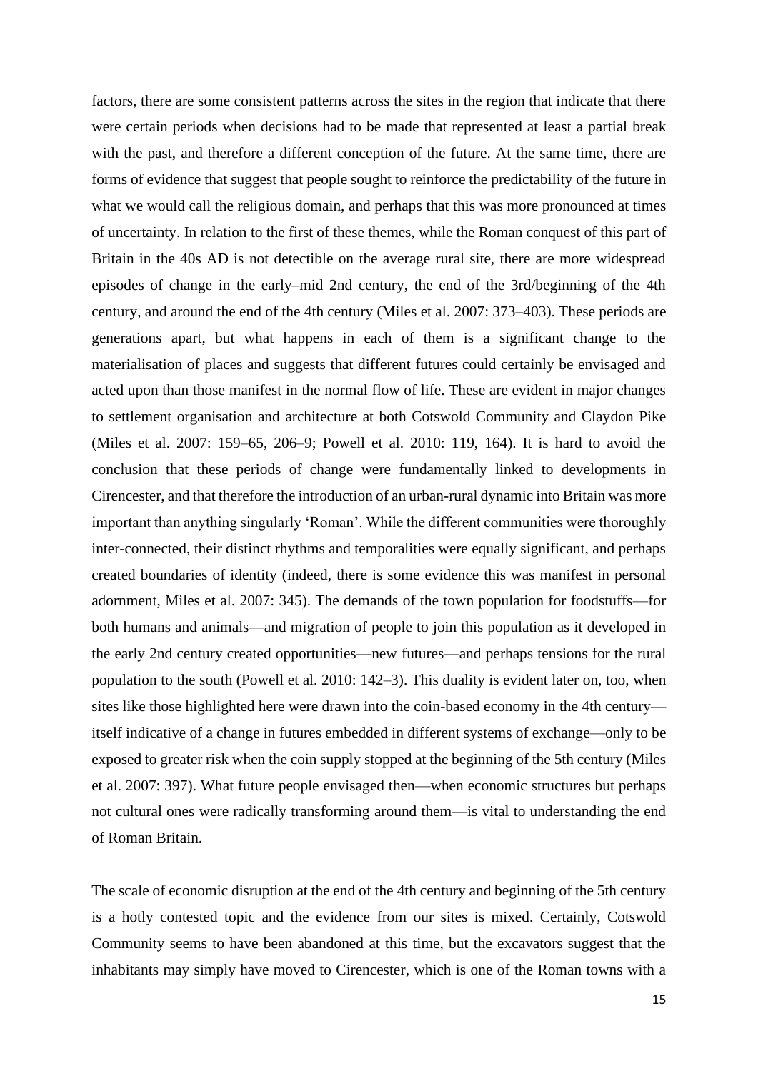factors, there are some consistent patterns across the sites in the region that indicate that there were certain periods when decisions had to be made that represented at least a partial break with the past, and therefore a different conception of the future. At the same time, there are forms of evidence that suggest that people sought to reinforce the predictability of the future in what we would call the religious domain, and perhaps that this was more pronounced at times of uncertainty. In relation to the first of these themes, while the Roman conquest of this part of Britain in the 40s AD is not detectible on the average rural site, there are more widespread episodes of change in the early–mid 2nd century, the end of the 3rd/beginning of the 4th century, and around the end of the 4th century (Miles et al. 2007: 373–403). These periods are generations apart, but what happens in each of them is a significant change to the materialisation of places and suggests that different futures could certainly be envisaged and acted upon than those manifest in the normal flow of life. These are evident in major changes to settlement organisation and architecture at both Cotswold Community and Claydon Pike (Miles et al. 2007: 159–65, 206–9; Powell et al. 2010: 119, 164). It is hard to avoid the conclusion that these periods of change were fundamentally linked to developments in Cirencester, and that therefore the introduction of an urban-rural dynamic into Britain was more important than anything singularly 'Roman'. While the different communities were thoroughly inter-connected, their distinct rhythms and temporalities were equally significant, and perhaps created boundaries of identity (indeed, there is some evidence this was manifest in personal adornment, Miles et al. 2007: 345). The demands of the town population for foodstuffs—for both humans and animals—and migration of people to join this population as it developed in the early 2nd century created opportunities—new futures—and perhaps tensions for the rural population to the south (Powell et al. 2010: 142–3). This duality is evident later on, too, when sites like those highlighted here were drawn into the coin-based economy in the 4th century—itself indicative of a change in futures embedded in different systems of exchange—only to be exposed to greater risk when the coin supply stopped at the beginning of the 5th century (Miles et al. 2007: 397). What future people envisaged then—when economic structures but perhaps not cultural ones were radically transforming around them—is vital to understanding the end of Roman Britain.

The scale of economic disruption at the end of the 4th century and beginning of the 5th century is a hotly contested topic and the evidence from our sites is mixed. Certainly, Cotswold Community seems to have been abandoned at this time, but the excavators suggest that the inhabitants may simply have moved to Cirencester, which is one of the Roman towns with a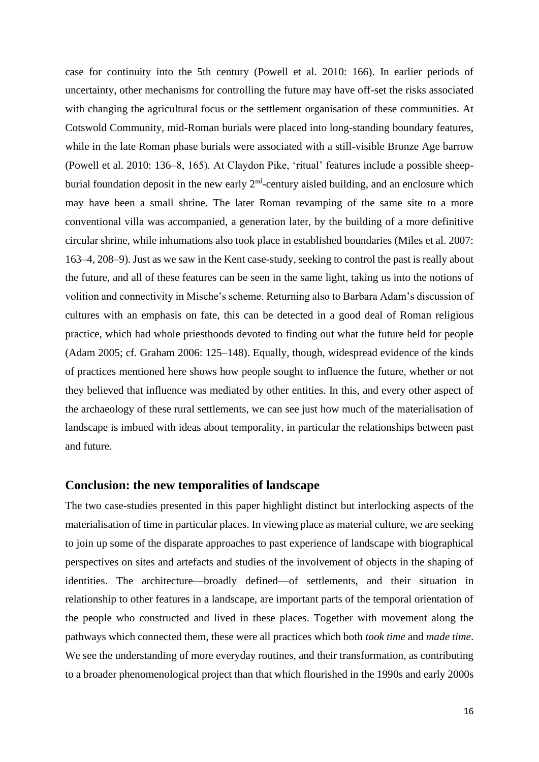case for continuity into the 5th century (Powell et al. 2010: 166). In earlier periods of uncertainty, other mechanisms for controlling the future may have off-set the risks associated with changing the agricultural focus or the settlement organisation of these communities. At Cotswold Community, mid-Roman burials were placed into long-standing boundary features, while in the late Roman phase burials were associated with a still-visible Bronze Age barrow (Powell et al. 2010: 136–8, 165). At Claydon Pike, 'ritual' features include a possible sheep-burial foundation deposit in the new early 2nd-century aisled building, and an enclosure which may have been a small shrine. The later Roman revamping of the same site to a more conventional villa was accompanied, a generation later, by the building of a more definitive circular shrine, while inhumations also took place in established boundaries (Miles et al. 2007: 163–4, 208–9). Just as we saw in the Kent case-study, seeking to control the past is really about the future, and all of these features can be seen in the same light, taking us into the notions of volition and connectivity in Mische's scheme. Returning also to Barbara Adam's discussion of cultures with an emphasis on fate, this can be detected in a good deal of Roman religious practice, which had whole priesthoods devoted to finding out what the future held for people (Adam 2005; cf. Graham 2006: 125–148). Equally, though, widespread evidence of the kinds of practices mentioned here shows how people sought to influence the future, whether or not they believed that influence was mediated by other entities. In this, and every other aspect of the archaeology of these rural settlements, we can see just how much of the materialisation of landscape is imbued with ideas about temporality, in particular the relationships between past and future.

## Conclusion: the new temporalities of landscape

The two case-studies presented in this paper highlight distinct but interlocking aspects of the materialisation of time in particular places. In viewing place as material culture, we are seeking to join up some of the disparate approaches to past experience of landscape with biographical perspectives on sites and artefacts and studies of the involvement of objects in the shaping of identities. The architecture—broadly defined—of settlements, and their situation in relationship to other features in a landscape, are important parts of the temporal orientation of the people who constructed and lived in these places. Together with movement along the pathways which connected them, these were all practices which both *took time* and *made time*. We see the understanding of more everyday routines, and their transformation, as contributing to a broader phenomenological project than that which flourished in the 1990s and early 2000s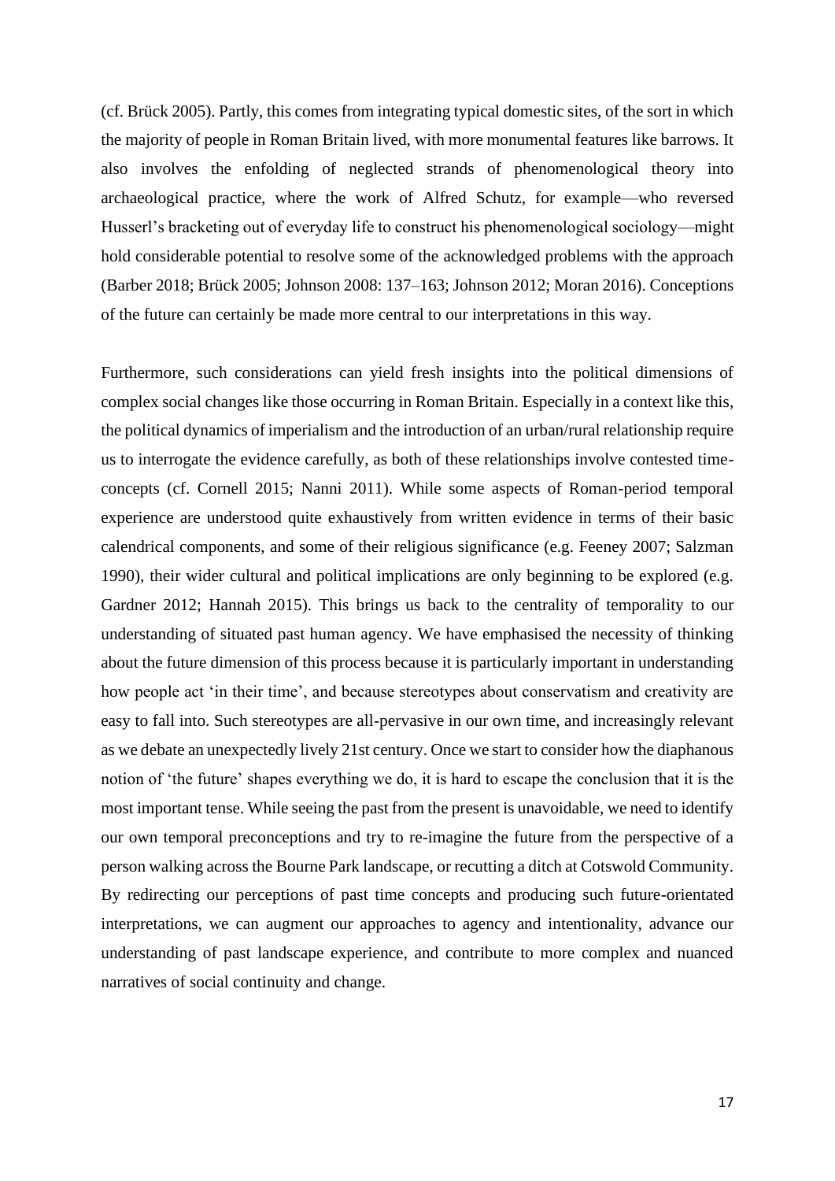(cf. Brück 2005). Partly, this comes from integrating typical domestic sites, of the sort in which the majority of people in Roman Britain lived, with more monumental features like barrows. It also involves the enfolding of neglected strands of phenomenological theory into archaeological practice, where the work of Alfred Schutz, for example—who reversed Husserl's bracketing out of everyday life to construct his phenomenological sociology—might hold considerable potential to resolve some of the acknowledged problems with the approach (Barber 2018; Brück 2005; Johnson 2008: 137–163; Johnson 2012; Moran 2016). Conceptions of the future can certainly be made more central to our interpretations in this way.

Furthermore, such considerations can yield fresh insights into the political dimensions of complex social changes like those occurring in Roman Britain. Especially in a context like this, the political dynamics of imperialism and the introduction of an urban/rural relationship require us to interrogate the evidence carefully, as both of these relationships involve contested time-concepts (cf. Cornell 2015; Nanni 2011). While some aspects of Roman-period temporal experience are understood quite exhaustively from written evidence in terms of their basic calendrical components, and some of their religious significance (e.g. Feeney 2007; Salzman 1990), their wider cultural and political implications are only beginning to be explored (e.g. Gardner 2012; Hannah 2015). This brings us back to the centrality of temporality to our understanding of situated past human agency. We have emphasised the necessity of thinking about the future dimension of this process because it is particularly important in understanding how people act 'in their time', and because stereotypes about conservatism and creativity are easy to fall into. Such stereotypes are all-pervasive in our own time, and increasingly relevant as we debate an unexpectedly lively 21st century. Once we start to consider how the diaphanous notion of 'the future' shapes everything we do, it is hard to escape the conclusion that it is the most important tense. While seeing the past from the present is unavoidable, we need to identify our own temporal preconceptions and try to re-imagine the future from the perspective of a person walking across the Bourne Park landscape, or recutting a ditch at Cotswold Community. By redirecting our perceptions of past time concepts and producing such future-orientated interpretations, we can augment our approaches to agency and intentionality, advance our understanding of past landscape experience, and contribute to more complex and nuanced narratives of social continuity and change.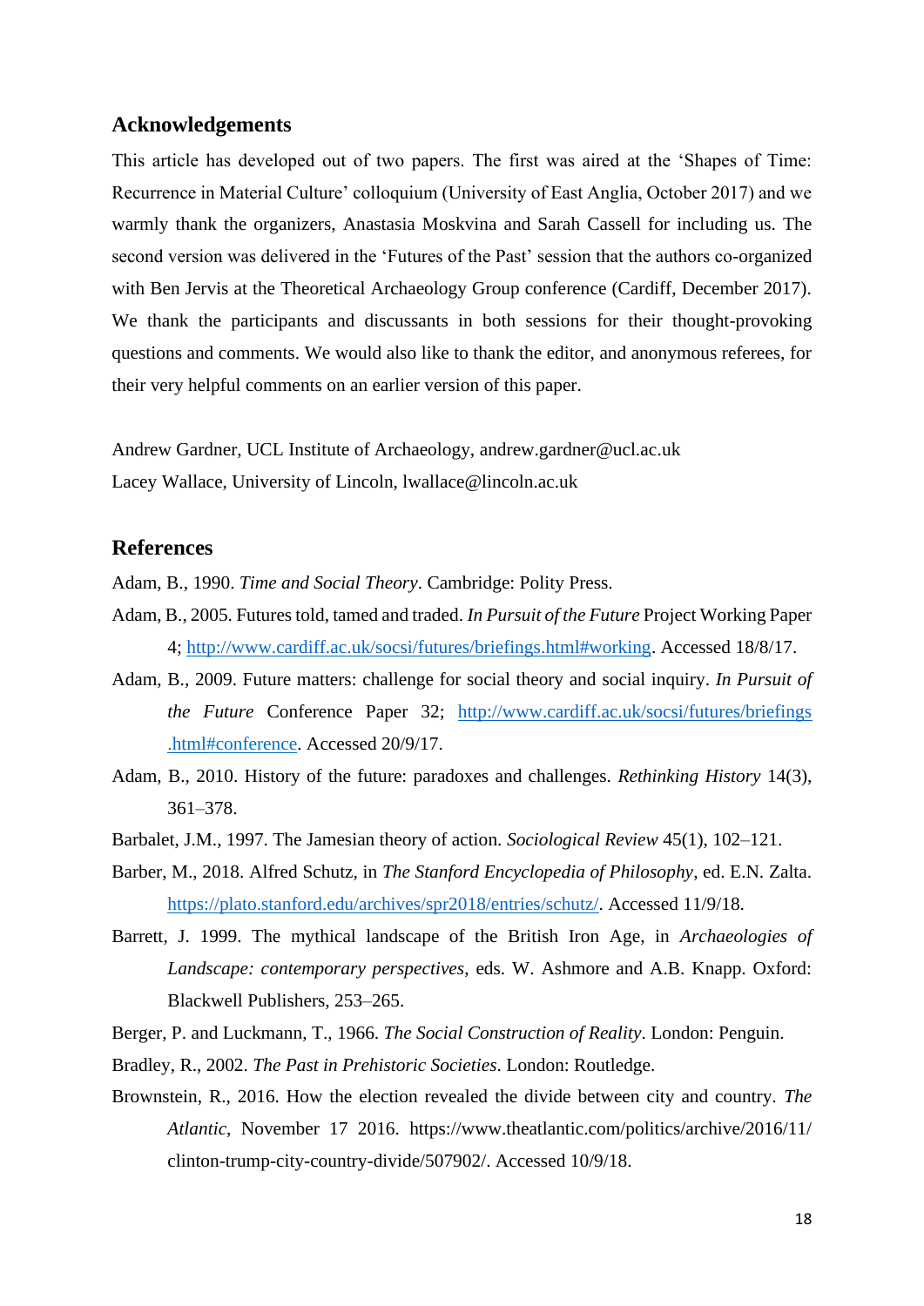## Acknowledgements

This article has developed out of two papers. The first was aired at the 'Shapes of Time: Recurrence in Material Culture' colloquium (University of East Anglia, October 2017) and we warmly thank the organizers, Anastasia Moskvina and Sarah Cassell for including us. The second version was delivered in the 'Futures of the Past' session that the authors co-organized with Ben Jervis at the Theoretical Archaeology Group conference (Cardiff, December 2017). We thank the participants and discussants in both sessions for their thought-provoking questions and comments. We would also like to thank the editor, and anonymous referees, for their very helpful comments on an earlier version of this paper.

Andrew Gardner, UCL Institute of Archaeology, andrew.gardner@ucl.ac.uk
Lacey Wallace, University of Lincoln, lwallace@lincoln.ac.uk

## References

Adam, B., 1990. *Time and Social Theory*. Cambridge: Polity Press.

Adam, B., 2005. Futures told, tamed and traded. *In Pursuit of the Future* Project Working Paper 4; http://www.cardiff.ac.uk/socsi/futures/briefings.html#working. Accessed 18/8/17.

Adam, B., 2009. Future matters: challenge for social theory and social inquiry. *In Pursuit of the Future* Conference Paper 32; http://www.cardiff.ac.uk/socsi/futures/briefings.html#conference. Accessed 20/9/17.

Adam, B., 2010. History of the future: paradoxes and challenges. *Rethinking History* 14(3), 361–378.

Barbalet, J.M., 1997. The Jamesian theory of action. *Sociological Review* 45(1), 102–121.

Barber, M., 2018. Alfred Schutz, in *The Stanford Encyclopedia of Philosophy*, ed. E.N. Zalta. https://plato.stanford.edu/archives/spr2018/entries/schutz/. Accessed 11/9/18.

Barrett, J. 1999. The mythical landscape of the British Iron Age, in *Archaeologies of Landscape: contemporary perspectives*, eds. W. Ashmore and A.B. Knapp. Oxford: Blackwell Publishers, 253–265.

Berger, P. and Luckmann, T., 1966. *The Social Construction of Reality*. London: Penguin.

Bradley, R., 2002. *The Past in Prehistoric Societies*. London: Routledge.

Brownstein, R., 2016. How the election revealed the divide between city and country. *The Atlantic*, November 17 2016. https://www.theatlantic.com/politics/archive/2016/11/clinton-trump-city-country-divide/507902/. Accessed 10/9/18.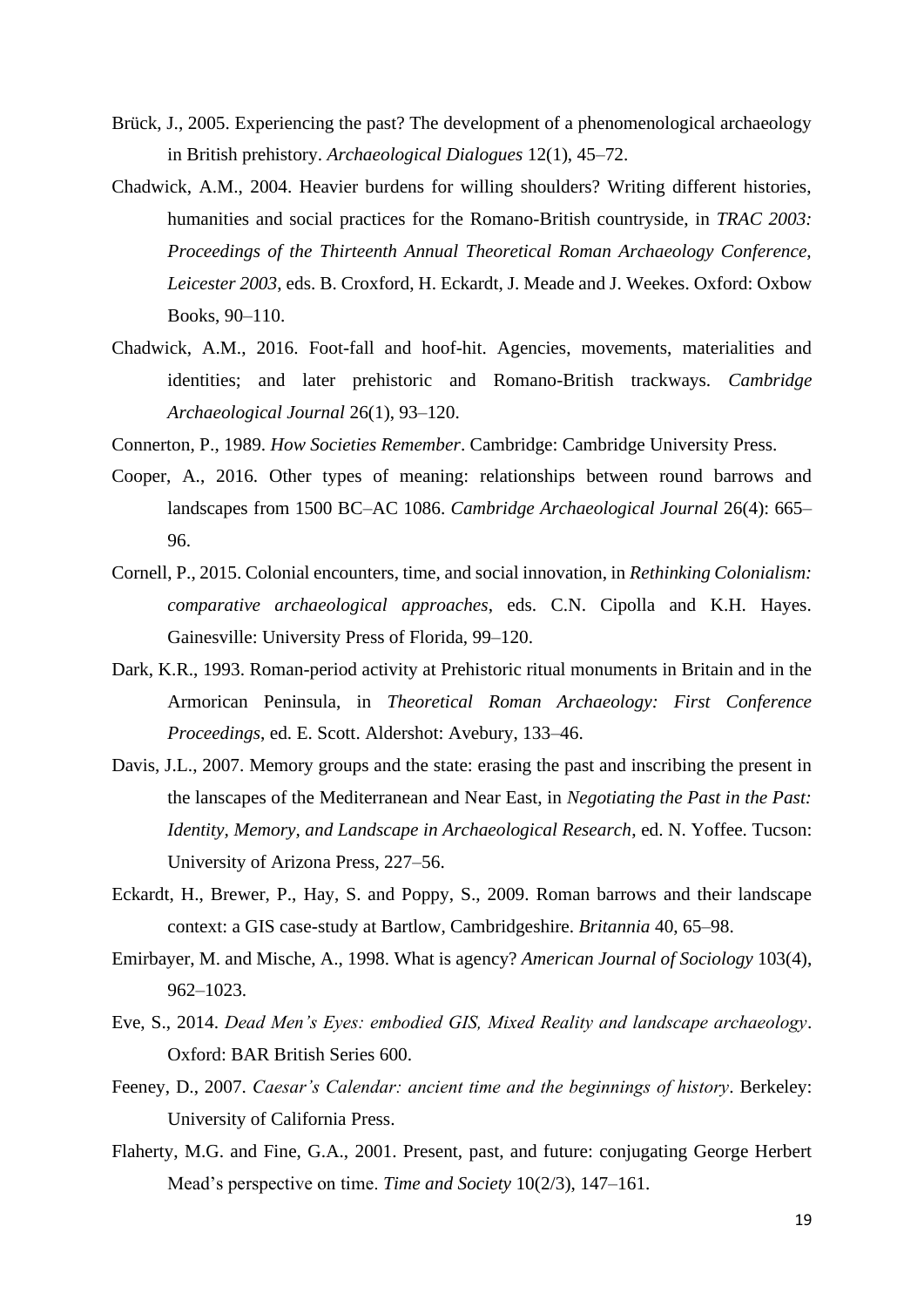Brück, J., 2005. Experiencing the past? The development of a phenomenological archaeology in British prehistory. *Archaeological Dialogues* 12(1), 45–72.

Chadwick, A.M., 2004. Heavier burdens for willing shoulders? Writing different histories, humanities and social practices for the Romano-British countryside, in *TRAC 2003: Proceedings of the Thirteenth Annual Theoretical Roman Archaeology Conference, Leicester 2003*, eds. B. Croxford, H. Eckardt, J. Meade and J. Weekes. Oxford: Oxbow Books, 90–110.

Chadwick, A.M., 2016. Foot-fall and hoof-hit. Agencies, movements, materialities and identities; and later prehistoric and Romano-British trackways. *Cambridge Archaeological Journal* 26(1), 93–120.

Connerton, P., 1989. *How Societies Remember*. Cambridge: Cambridge University Press.

Cooper, A., 2016. Other types of meaning: relationships between round barrows and landscapes from 1500 BC–AC 1086. *Cambridge Archaeological Journal* 26(4): 665–96.

Cornell, P., 2015. Colonial encounters, time, and social innovation, in *Rethinking Colonialism: comparative archaeological approaches*, eds. C.N. Cipolla and K.H. Hayes. Gainesville: University Press of Florida, 99–120.

Dark, K.R., 1993. Roman-period activity at Prehistoric ritual monuments in Britain and in the Armorican Peninsula, in *Theoretical Roman Archaeology: First Conference Proceedings*, ed. E. Scott. Aldershot: Avebury, 133–46.

Davis, J.L., 2007. Memory groups and the state: erasing the past and inscribing the present in the lanscapes of the Mediterranean and Near East, in *Negotiating the Past in the Past: Identity, Memory, and Landscape in Archaeological Research*, ed. N. Yoffee. Tucson: University of Arizona Press, 227–56.

Eckardt, H., Brewer, P., Hay, S. and Poppy, S., 2009. Roman barrows and their landscape context: a GIS case-study at Bartlow, Cambridgeshire. *Britannia* 40, 65–98.

Emirbayer, M. and Mische, A., 1998. What is agency? *American Journal of Sociology* 103(4), 962–1023.

Eve, S., 2014. *Dead Men's Eyes: embodied GIS, Mixed Reality and landscape archaeology*. Oxford: BAR British Series 600.

Feeney, D., 2007. *Caesar's Calendar: ancient time and the beginnings of history*. Berkeley: University of California Press.

Flaherty, M.G. and Fine, G.A., 2001. Present, past, and future: conjugating George Herbert Mead's perspective on time. *Time and Society* 10(2/3), 147–161.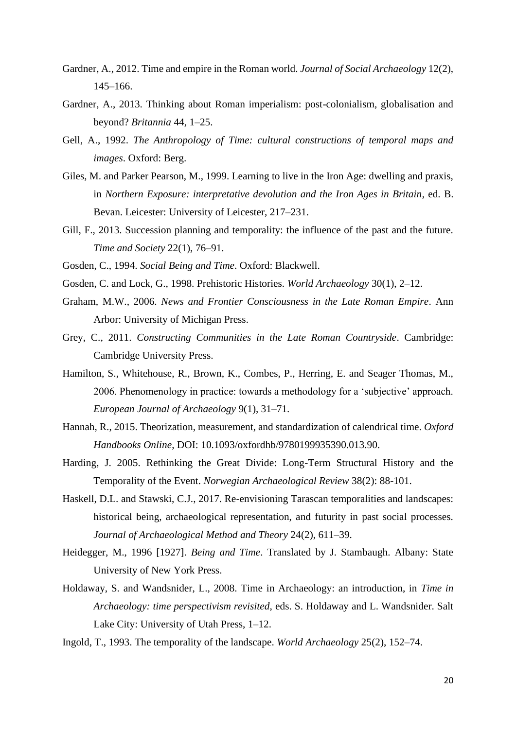Gardner, A., 2012. Time and empire in the Roman world. *Journal of Social Archaeology* 12(2), 145–166.

Gardner, A., 2013. Thinking about Roman imperialism: post-colonialism, globalisation and beyond? *Britannia* 44, 1–25.

Gell, A., 1992. *The Anthropology of Time: cultural constructions of temporal maps and images*. Oxford: Berg.

Giles, M. and Parker Pearson, M., 1999. Learning to live in the Iron Age: dwelling and praxis, in *Northern Exposure: interpretative devolution and the Iron Ages in Britain*, ed. B. Bevan. Leicester: University of Leicester, 217–231.

Gill, F., 2013. Succession planning and temporality: the influence of the past and the future. *Time and Society* 22(1), 76–91.

Gosden, C., 1994. *Social Being and Time*. Oxford: Blackwell.

Gosden, C. and Lock, G., 1998. Prehistoric Histories. *World Archaeology* 30(1), 2–12.

Graham, M.W., 2006. *News and Frontier Consciousness in the Late Roman Empire*. Ann Arbor: University of Michigan Press.

Grey, C., 2011. *Constructing Communities in the Late Roman Countryside*. Cambridge: Cambridge University Press.

Hamilton, S., Whitehouse, R., Brown, K., Combes, P., Herring, E. and Seager Thomas, M., 2006. Phenomenology in practice: towards a methodology for a 'subjective' approach. *European Journal of Archaeology* 9(1), 31–71.

Hannah, R., 2015. Theorization, measurement, and standardization of calendrical time. *Oxford Handbooks Online*, DOI: 10.1093/oxfordhb/9780199935390.013.90.

Harding, J. 2005. Rethinking the Great Divide: Long-Term Structural History and the Temporality of the Event. *Norwegian Archaeological Review* 38(2): 88-101.

Haskell, D.L. and Stawski, C.J., 2017. Re-envisioning Tarascan temporalities and landscapes: historical being, archaeological representation, and futurity in past social processes. *Journal of Archaeological Method and Theory* 24(2), 611–39.

Heidegger, M., 1996 [1927]. *Being and Time*. Translated by J. Stambaugh. Albany: State University of New York Press.

Holdaway, S. and Wandsnider, L., 2008. Time in Archaeology: an introduction, in *Time in Archaeology: time perspectivism revisited*, eds. S. Holdaway and L. Wandsnider. Salt Lake City: University of Utah Press, 1–12.

Ingold, T., 1993. The temporality of the landscape. *World Archaeology* 25(2), 152–74.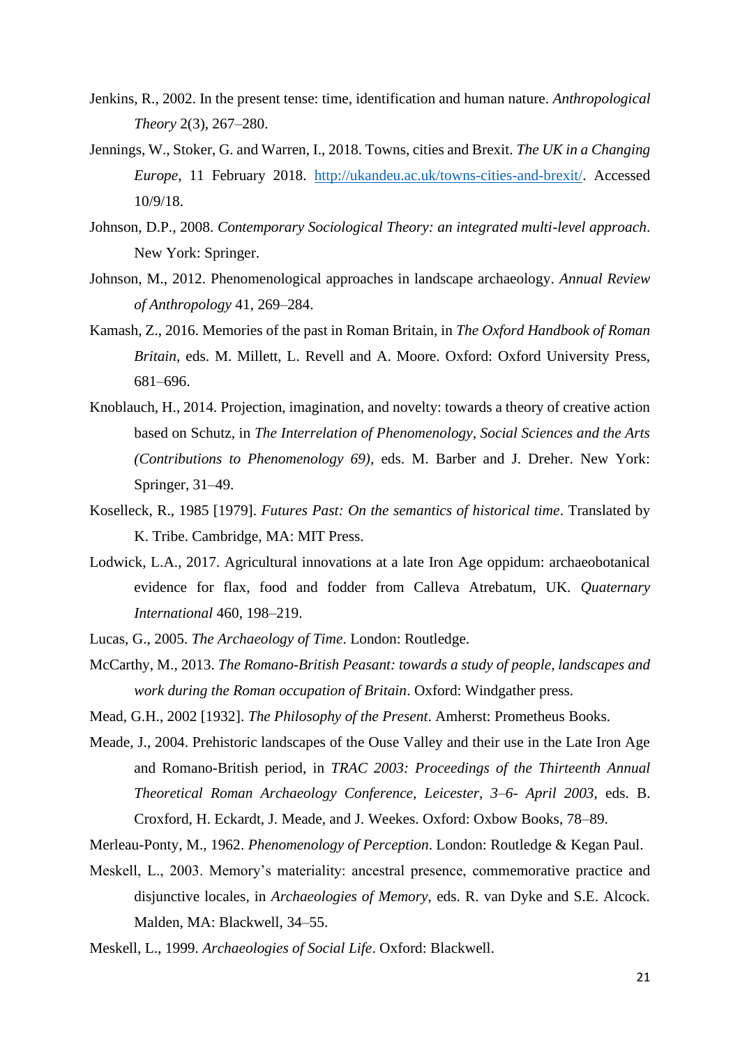Jenkins, R., 2002. In the present tense: time, identification and human nature. *Anthropological Theory* 2(3), 267–280.

Jennings, W., Stoker, G. and Warren, I., 2018. Towns, cities and Brexit. *The UK in a Changing Europe*, 11 February 2018. http://ukandeu.ac.uk/towns-cities-and-brexit/. Accessed 10/9/18.

Johnson, D.P., 2008. *Contemporary Sociological Theory: an integrated multi-level approach*. New York: Springer.

Johnson, M., 2012. Phenomenological approaches in landscape archaeology. *Annual Review of Anthropology* 41, 269–284.

Kamash, Z., 2016. Memories of the past in Roman Britain, in *The Oxford Handbook of Roman Britain*, eds. M. Millett, L. Revell and A. Moore. Oxford: Oxford University Press, 681–696.

Knoblauch, H., 2014. Projection, imagination, and novelty: towards a theory of creative action based on Schutz, in *The Interrelation of Phenomenology, Social Sciences and the Arts (Contributions to Phenomenology 69)*, eds. M. Barber and J. Dreher. New York: Springer, 31–49.

Koselleck, R., 1985 [1979]. *Futures Past: On the semantics of historical time*. Translated by K. Tribe. Cambridge, MA: MIT Press.

Lodwick, L.A., 2017. Agricultural innovations at a late Iron Age oppidum: archaeobotanical evidence for flax, food and fodder from Calleva Atrebatum, UK. *Quaternary International* 460, 198–219.

Lucas, G., 2005. *The Archaeology of Time*. London: Routledge.

McCarthy, M., 2013. *The Romano-British Peasant: towards a study of people, landscapes and work during the Roman occupation of Britain*. Oxford: Windgather press.

Mead, G.H., 2002 [1932]. *The Philosophy of the Present*. Amherst: Prometheus Books.

Meade, J., 2004. Prehistoric landscapes of the Ouse Valley and their use in the Late Iron Age and Romano-British period, in *TRAC 2003: Proceedings of the Thirteenth Annual Theoretical Roman Archaeology Conference, Leicester, 3–6- April 2003*, eds. B. Croxford, H. Eckardt, J. Meade, and J. Weekes. Oxford: Oxbow Books, 78–89.

Merleau-Ponty, M., 1962. *Phenomenology of Perception*. London: Routledge & Kegan Paul.

Meskell, L., 2003. Memory's materiality: ancestral presence, commemorative practice and disjunctive locales, in *Archaeologies of Memory*, eds. R. van Dyke and S.E. Alcock. Malden, MA: Blackwell, 34–55.

Meskell, L., 1999. *Archaeologies of Social Life*. Oxford: Blackwell.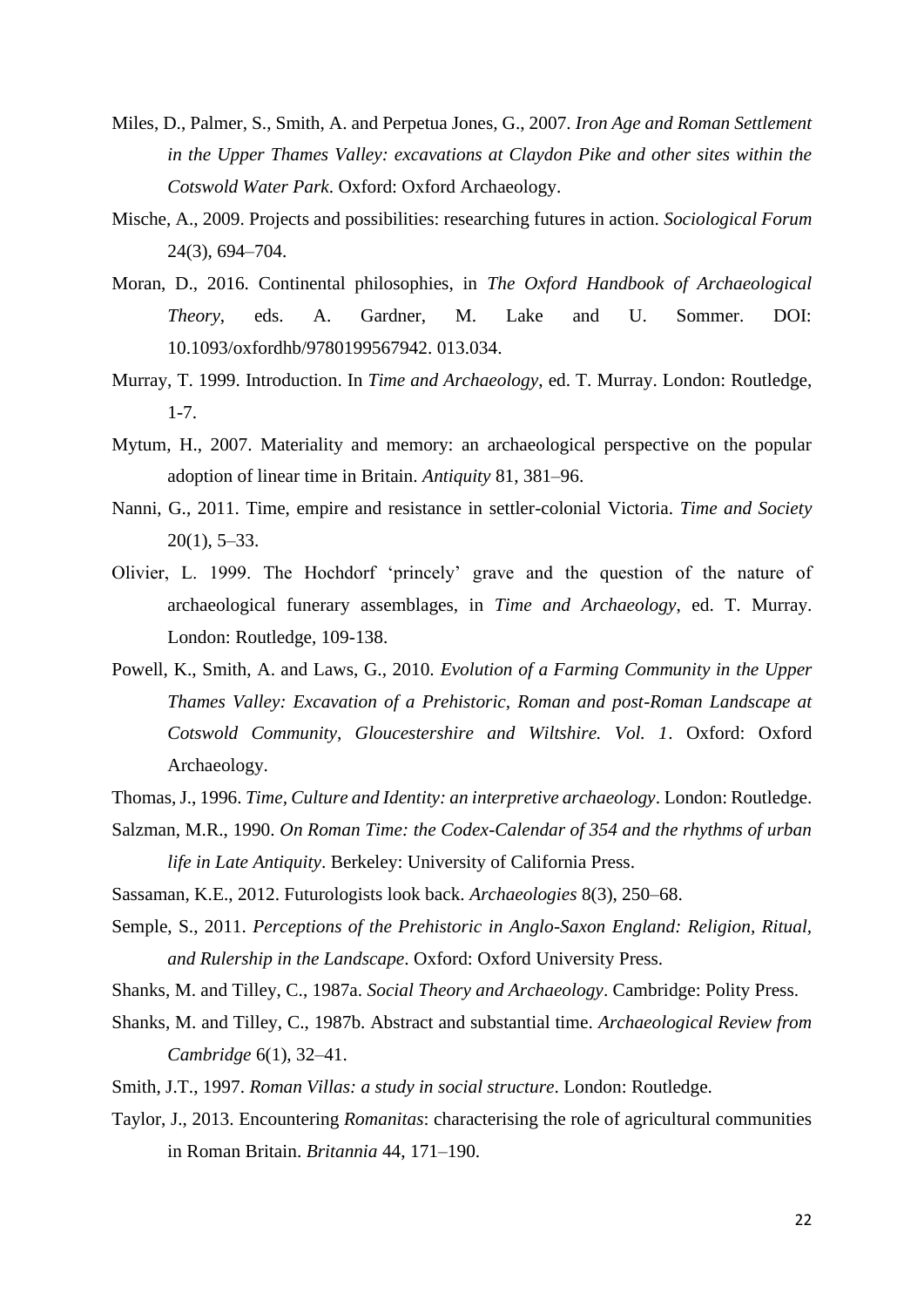Miles, D., Palmer, S., Smith, A. and Perpetua Jones, G., 2007. *Iron Age and Roman Settlement in the Upper Thames Valley: excavations at Claydon Pike and other sites within the Cotswold Water Park*. Oxford: Oxford Archaeology.

Mische, A., 2009. Projects and possibilities: researching futures in action. *Sociological Forum* 24(3), 694–704.

Moran, D., 2016. Continental philosophies, in *The Oxford Handbook of Archaeological Theory*, eds. A. Gardner, M. Lake and U. Sommer. DOI: 10.1093/oxfordhb/9780199567942. 013.034.

Murray, T. 1999. Introduction. In *Time and Archaeology*, ed. T. Murray. London: Routledge, 1-7.

Mytum, H., 2007. Materiality and memory: an archaeological perspective on the popular adoption of linear time in Britain. *Antiquity* 81, 381–96.

Nanni, G., 2011. Time, empire and resistance in settler-colonial Victoria. *Time and Society* 20(1), 5–33.

Olivier, L. 1999. The Hochdorf 'princely' grave and the question of the nature of archaeological funerary assemblages, in *Time and Archaeology*, ed. T. Murray. London: Routledge, 109-138.

Powell, K., Smith, A. and Laws, G., 2010. *Evolution of a Farming Community in the Upper Thames Valley: Excavation of a Prehistoric, Roman and post-Roman Landscape at Cotswold Community, Gloucestershire and Wiltshire. Vol. 1*. Oxford: Oxford Archaeology.

Thomas, J., 1996. *Time, Culture and Identity: an interpretive archaeology*. London: Routledge.

Salzman, M.R., 1990. *On Roman Time: the Codex-Calendar of 354 and the rhythms of urban life in Late Antiquity*. Berkeley: University of California Press.

Sassaman, K.E., 2012. Futurologists look back. *Archaeologies* 8(3), 250–68.

Semple, S., 2011. *Perceptions of the Prehistoric in Anglo-Saxon England: Religion, Ritual, and Rulership in the Landscape*. Oxford: Oxford University Press.

Shanks, M. and Tilley, C., 1987a. *Social Theory and Archaeology*. Cambridge: Polity Press.

Shanks, M. and Tilley, C., 1987b. Abstract and substantial time. *Archaeological Review from Cambridge* 6(1), 32–41.

Smith, J.T., 1997. *Roman Villas: a study in social structure*. London: Routledge.

Taylor, J., 2013. Encountering *Romanitas*: characterising the role of agricultural communities in Roman Britain. *Britannia* 44, 171–190.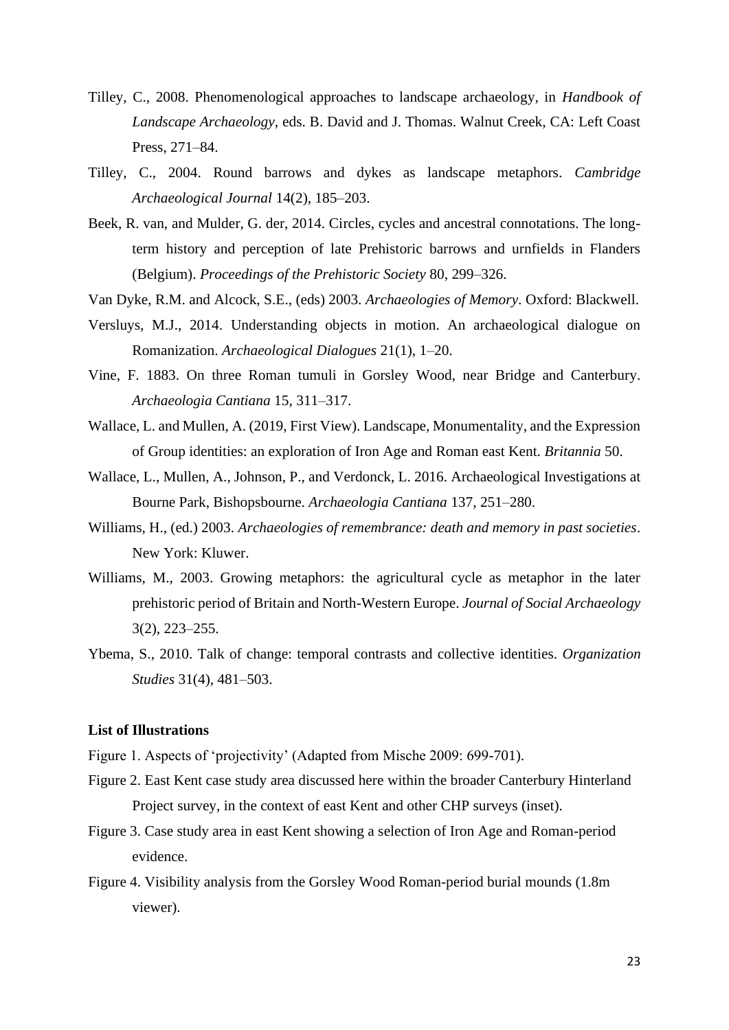Tilley, C., 2008. Phenomenological approaches to landscape archaeology, in *Handbook of Landscape Archaeology*, eds. B. David and J. Thomas. Walnut Creek, CA: Left Coast Press, 271–84.

Tilley, C., 2004. Round barrows and dykes as landscape metaphors. *Cambridge Archaeological Journal* 14(2), 185–203.

Beek, R. van, and Mulder, G. der, 2014. Circles, cycles and ancestral connotations. The long-term history and perception of late Prehistoric barrows and urnfields in Flanders (Belgium). *Proceedings of the Prehistoric Society* 80, 299–326.

Van Dyke, R.M. and Alcock, S.E., (eds) 2003. *Archaeologies of Memory*. Oxford: Blackwell.

Versluys, M.J., 2014. Understanding objects in motion. An archaeological dialogue on Romanization. *Archaeological Dialogues* 21(1), 1–20.

Vine, F. 1883. On three Roman tumuli in Gorsley Wood, near Bridge and Canterbury. *Archaeologia Cantiana* 15, 311–317.

Wallace, L. and Mullen, A. (2019, First View). Landscape, Monumentality, and the Expression of Group identities: an exploration of Iron Age and Roman east Kent. *Britannia* 50.

Wallace, L., Mullen, A., Johnson, P., and Verdonck, L. 2016. Archaeological Investigations at Bourne Park, Bishopsbourne. *Archaeologia Cantiana* 137, 251–280.

Williams, H., (ed.) 2003. *Archaeologies of remembrance: death and memory in past societies*. New York: Kluwer.

Williams, M., 2003. Growing metaphors: the agricultural cycle as metaphor in the later prehistoric period of Britain and North-Western Europe. *Journal of Social Archaeology* 3(2), 223–255.

Ybema, S., 2010. Talk of change: temporal contrasts and collective identities. *Organization Studies* 31(4), 481–503.

**List of Illustrations**

Figure 1. Aspects of 'projectivity' (Adapted from Mische 2009: 699-701).

Figure 2. East Kent case study area discussed here within the broader Canterbury Hinterland Project survey, in the context of east Kent and other CHP surveys (inset).

Figure 3. Case study area in east Kent showing a selection of Iron Age and Roman-period evidence.

Figure 4. Visibility analysis from the Gorsley Wood Roman-period burial mounds (1.8m viewer).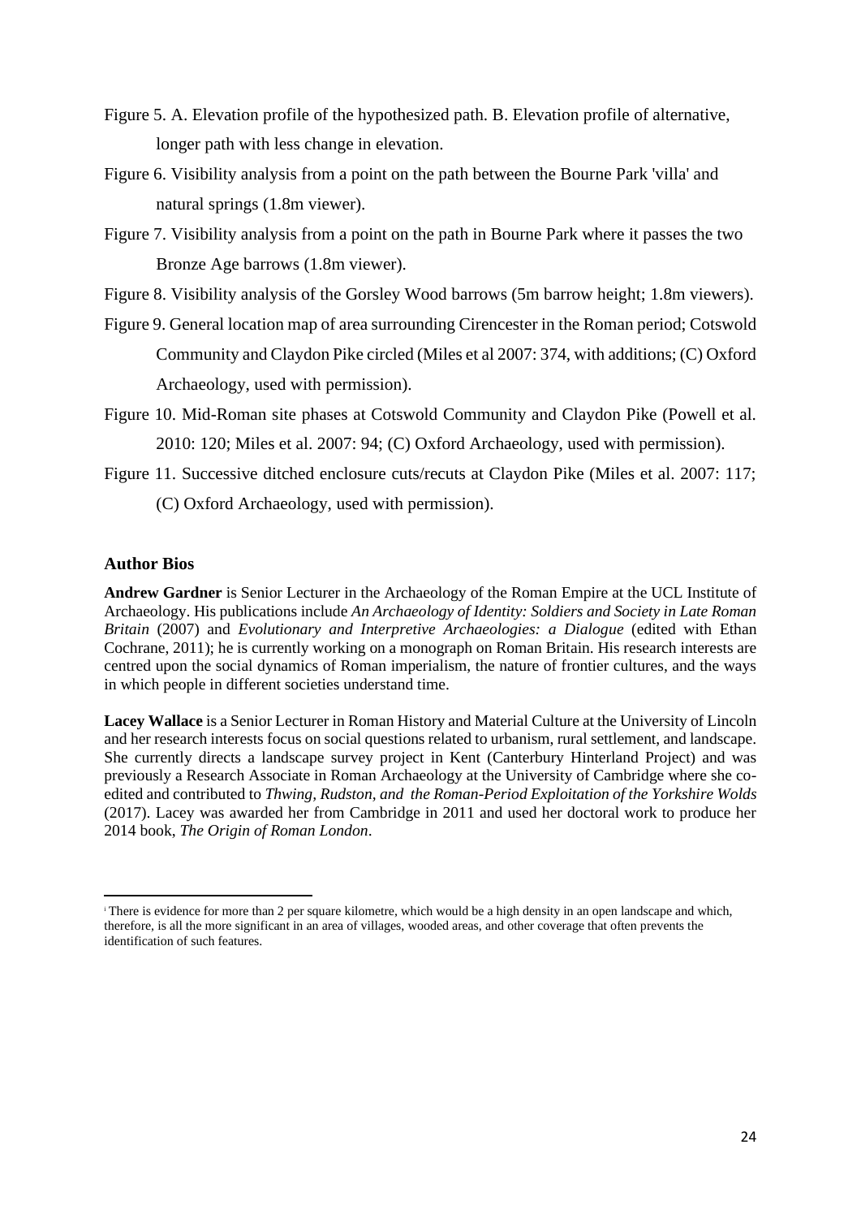Figure 5. A. Elevation profile of the hypothesized path. B. Elevation profile of alternative, longer path with less change in elevation.

Figure 6. Visibility analysis from a point on the path between the Bourne Park 'villa' and natural springs (1.8m viewer).

Figure 7. Visibility analysis from a point on the path in Bourne Park where it passes the two Bronze Age barrows (1.8m viewer).

Figure 8. Visibility analysis of the Gorsley Wood barrows (5m barrow height; 1.8m viewers).

Figure 9. General location map of area surrounding Cirencester in the Roman period; Cotswold Community and Claydon Pike circled (Miles et al 2007: 374, with additions; (C) Oxford Archaeology, used with permission).

Figure 10. Mid-Roman site phases at Cotswold Community and Claydon Pike (Powell et al. 2010: 120; Miles et al. 2007: 94; (C) Oxford Archaeology, used with permission).

Figure 11. Successive ditched enclosure cuts/recuts at Claydon Pike (Miles et al. 2007: 117; (C) Oxford Archaeology, used with permission).

## Author Bios

**Andrew Gardner** is Senior Lecturer in the Archaeology of the Roman Empire at the UCL Institute of Archaeology. His publications include *An Archaeology of Identity: Soldiers and Society in Late Roman Britain* (2007) and *Evolutionary and Interpretive Archaeologies: a Dialogue* (edited with Ethan Cochrane, 2011); he is currently working on a monograph on Roman Britain. His research interests are centred upon the social dynamics of Roman imperialism, the nature of frontier cultures, and the ways in which people in different societies understand time.

**Lacey Wallace** is a Senior Lecturer in Roman History and Material Culture at the University of Lincoln and her research interests focus on social questions related to urbanism, rural settlement, and landscape. She currently directs a landscape survey project in Kent (Canterbury Hinterland Project) and was previously a Research Associate in Roman Archaeology at the University of Cambridge where she co-edited and contributed to *Thwing, Rudston, and the Roman-Period Exploitation of the Yorkshire Wolds* (2017). Lacey was awarded her from Cambridge in 2011 and used her doctoral work to produce her 2014 book, *The Origin of Roman London*.

---

[i] There is evidence for more than 2 per square kilometre, which would be a high density in an open landscape and which, therefore, is all the more significant in an area of villages, wooded areas, and other coverage that often prevents the identification of such features.